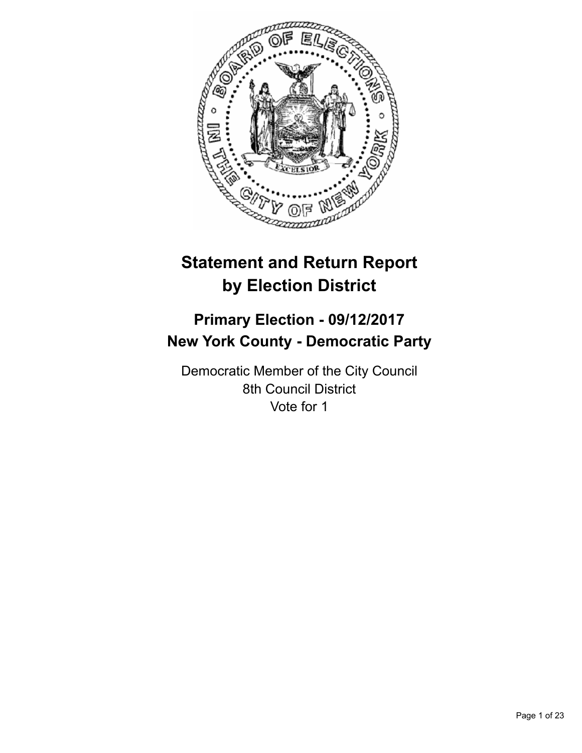# Statement and Return Report by Election District

## Primary Election - 09/12/2017
## New York County - Democratic Party

Democratic Member of the City Council
8th Council District
Vote for 1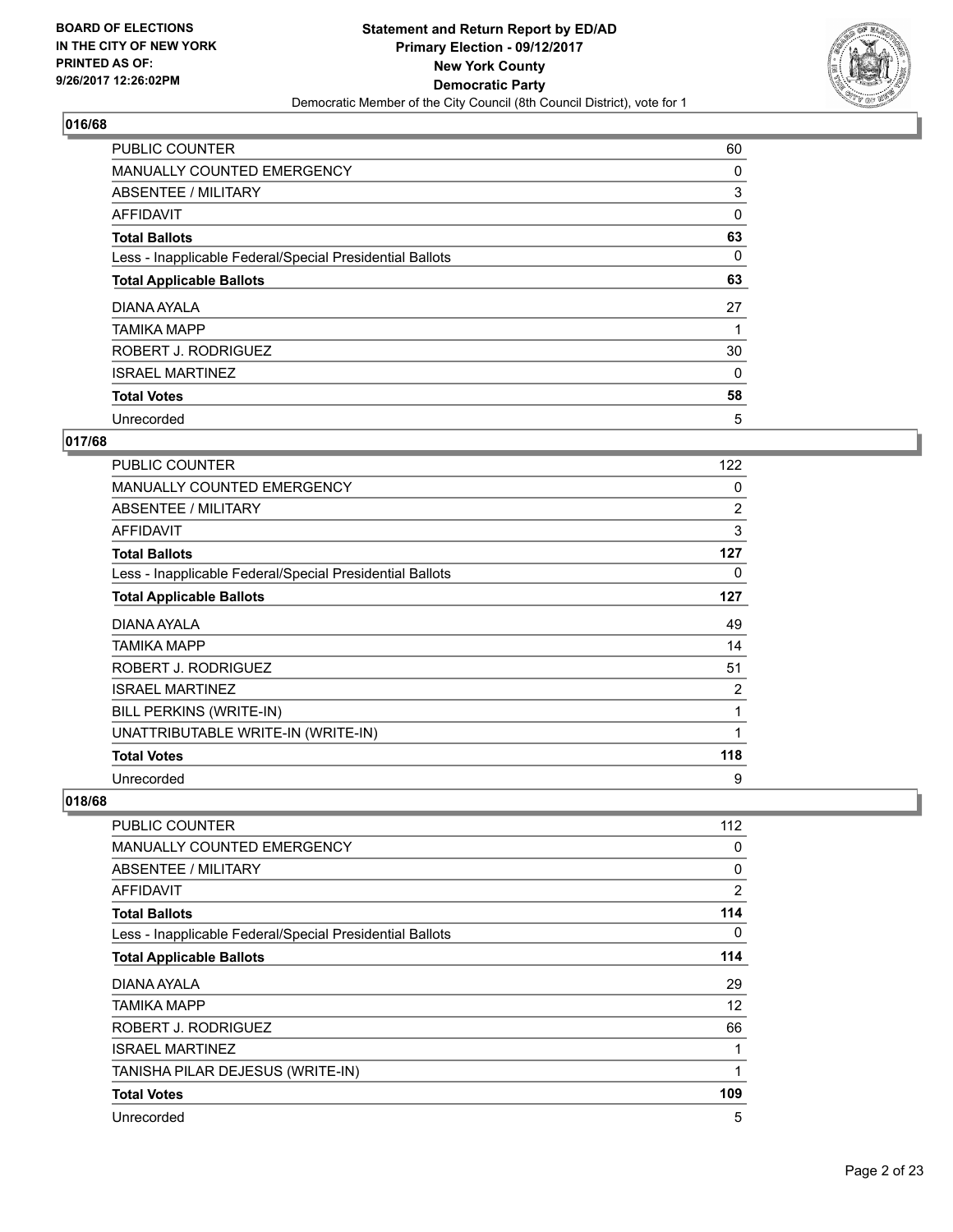## 016/68

| | |
|---|---|
| PUBLIC COUNTER | 60 |
| MANUALLY COUNTED EMERGENCY | 0 |
| ABSENTEE / MILITARY | 3 |
| AFFIDAVIT | 0 |
| **Total Ballots** | **63** |
| Less - Inapplicable Federal/Special Presidential Ballots | 0 |
| **Total Applicable Ballots** | **63** |
| DIANA AYALA | 27 |
| TAMIKA MAPP | 1 |
| ROBERT J. RODRIGUEZ | 30 |
| ISRAEL MARTINEZ | 0 |
| **Total Votes** | **58** |
| Unrecorded | 5 |

## 017/68

| | |
|---|---|
| PUBLIC COUNTER | 122 |
| MANUALLY COUNTED EMERGENCY | 0 |
| ABSENTEE / MILITARY | 2 |
| AFFIDAVIT | 3 |
| **Total Ballots** | **127** |
| Less - Inapplicable Federal/Special Presidential Ballots | 0 |
| **Total Applicable Ballots** | **127** |
| DIANA AYALA | 49 |
| TAMIKA MAPP | 14 |
| ROBERT J. RODRIGUEZ | 51 |
| ISRAEL MARTINEZ | 2 |
| BILL PERKINS (WRITE-IN) | 1 |
| UNATTRIBUTABLE WRITE-IN (WRITE-IN) | 1 |
| **Total Votes** | **118** |
| Unrecorded | 9 |

## 018/68

| | |
|---|---|
| PUBLIC COUNTER | 112 |
| MANUALLY COUNTED EMERGENCY | 0 |
| ABSENTEE / MILITARY | 0 |
| AFFIDAVIT | 2 |
| **Total Ballots** | **114** |
| Less - Inapplicable Federal/Special Presidential Ballots | 0 |
| **Total Applicable Ballots** | **114** |
| DIANA AYALA | 29 |
| TAMIKA MAPP | 12 |
| ROBERT J. RODRIGUEZ | 66 |
| ISRAEL MARTINEZ | 1 |
| TANISHA PILAR DEJESUS (WRITE-IN) | 1 |
| **Total Votes** | **109** |
| Unrecorded | 5 |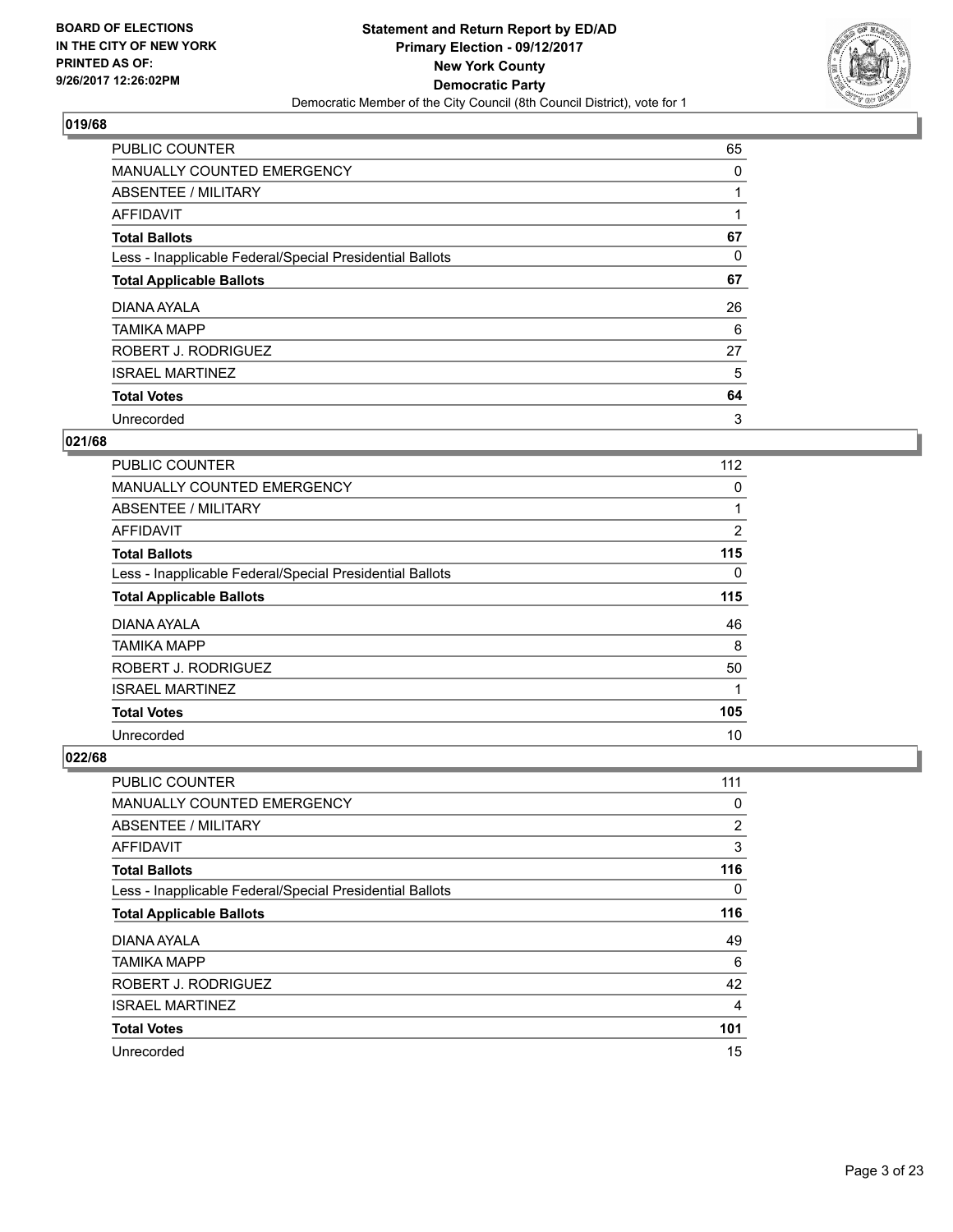**019/68**

| | |
|---|---|
| PUBLIC COUNTER | 65 |
| MANUALLY COUNTED EMERGENCY | 0 |
| ABSENTEE / MILITARY | 1 |
| AFFIDAVIT | 1 |
| **Total Ballots** | **67** |
| Less - Inapplicable Federal/Special Presidential Ballots | 0 |
| **Total Applicable Ballots** | **67** |
| DIANA AYALA | 26 |
| TAMIKA MAPP | 6 |
| ROBERT J. RODRIGUEZ | 27 |
| ISRAEL MARTINEZ | 5 |
| **Total Votes** | **64** |
| Unrecorded | 3 |

**021/68**

| | |
|---|---|
| PUBLIC COUNTER | 112 |
| MANUALLY COUNTED EMERGENCY | 0 |
| ABSENTEE / MILITARY | 1 |
| AFFIDAVIT | 2 |
| **Total Ballots** | **115** |
| Less - Inapplicable Federal/Special Presidential Ballots | 0 |
| **Total Applicable Ballots** | **115** |
| DIANA AYALA | 46 |
| TAMIKA MAPP | 8 |
| ROBERT J. RODRIGUEZ | 50 |
| ISRAEL MARTINEZ | 1 |
| **Total Votes** | **105** |
| Unrecorded | 10 |

**022/68**

| | |
|---|---|
| PUBLIC COUNTER | 111 |
| MANUALLY COUNTED EMERGENCY | 0 |
| ABSENTEE / MILITARY | 2 |
| AFFIDAVIT | 3 |
| **Total Ballots** | **116** |
| Less - Inapplicable Federal/Special Presidential Ballots | 0 |
| **Total Applicable Ballots** | **116** |
| DIANA AYALA | 49 |
| TAMIKA MAPP | 6 |
| ROBERT J. RODRIGUEZ | 42 |
| ISRAEL MARTINEZ | 4 |
| **Total Votes** | **101** |
| Unrecorded | 15 |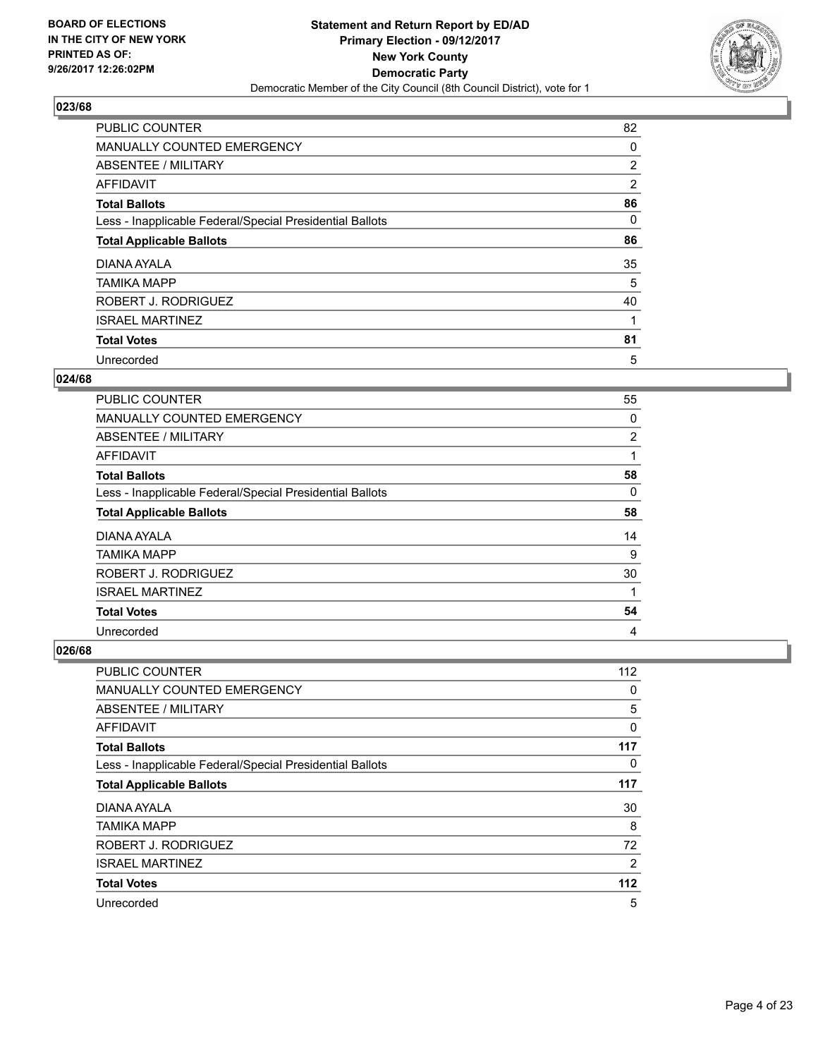BOARD OF ELECTIONS
IN THE CITY OF NEW YORK
PRINTED AS OF:
9/26/2017 12:26:02PM

**Statement and Return Report by ED/AD**
**Primary Election - 09/12/2017**
**New York County**
**Democratic Party**
Democratic Member of the City Council (8th Council District), vote for 1

### 023/68

| | |
|---|---|
| PUBLIC COUNTER | 82 |
| MANUALLY COUNTED EMERGENCY | 0 |
| ABSENTEE / MILITARY | 2 |
| AFFIDAVIT | 2 |
| **Total Ballots** | **86** |
| Less - Inapplicable Federal/Special Presidential Ballots | 0 |
| **Total Applicable Ballots** | **86** |
| DIANA AYALA | 35 |
| TAMIKA MAPP | 5 |
| ROBERT J. RODRIGUEZ | 40 |
| ISRAEL MARTINEZ | 1 |
| **Total Votes** | **81** |
| Unrecorded | 5 |

### 024/68

| | |
|---|---|
| PUBLIC COUNTER | 55 |
| MANUALLY COUNTED EMERGENCY | 0 |
| ABSENTEE / MILITARY | 2 |
| AFFIDAVIT | 1 |
| **Total Ballots** | **58** |
| Less - Inapplicable Federal/Special Presidential Ballots | 0 |
| **Total Applicable Ballots** | **58** |
| DIANA AYALA | 14 |
| TAMIKA MAPP | 9 |
| ROBERT J. RODRIGUEZ | 30 |
| ISRAEL MARTINEZ | 1 |
| **Total Votes** | **54** |
| Unrecorded | 4 |

### 026/68

| | |
|---|---|
| PUBLIC COUNTER | 112 |
| MANUALLY COUNTED EMERGENCY | 0 |
| ABSENTEE / MILITARY | 5 |
| AFFIDAVIT | 0 |
| **Total Ballots** | **117** |
| Less - Inapplicable Federal/Special Presidential Ballots | 0 |
| **Total Applicable Ballots** | **117** |
| DIANA AYALA | 30 |
| TAMIKA MAPP | 8 |
| ROBERT J. RODRIGUEZ | 72 |
| ISRAEL MARTINEZ | 2 |
| **Total Votes** | **112** |
| Unrecorded | 5 |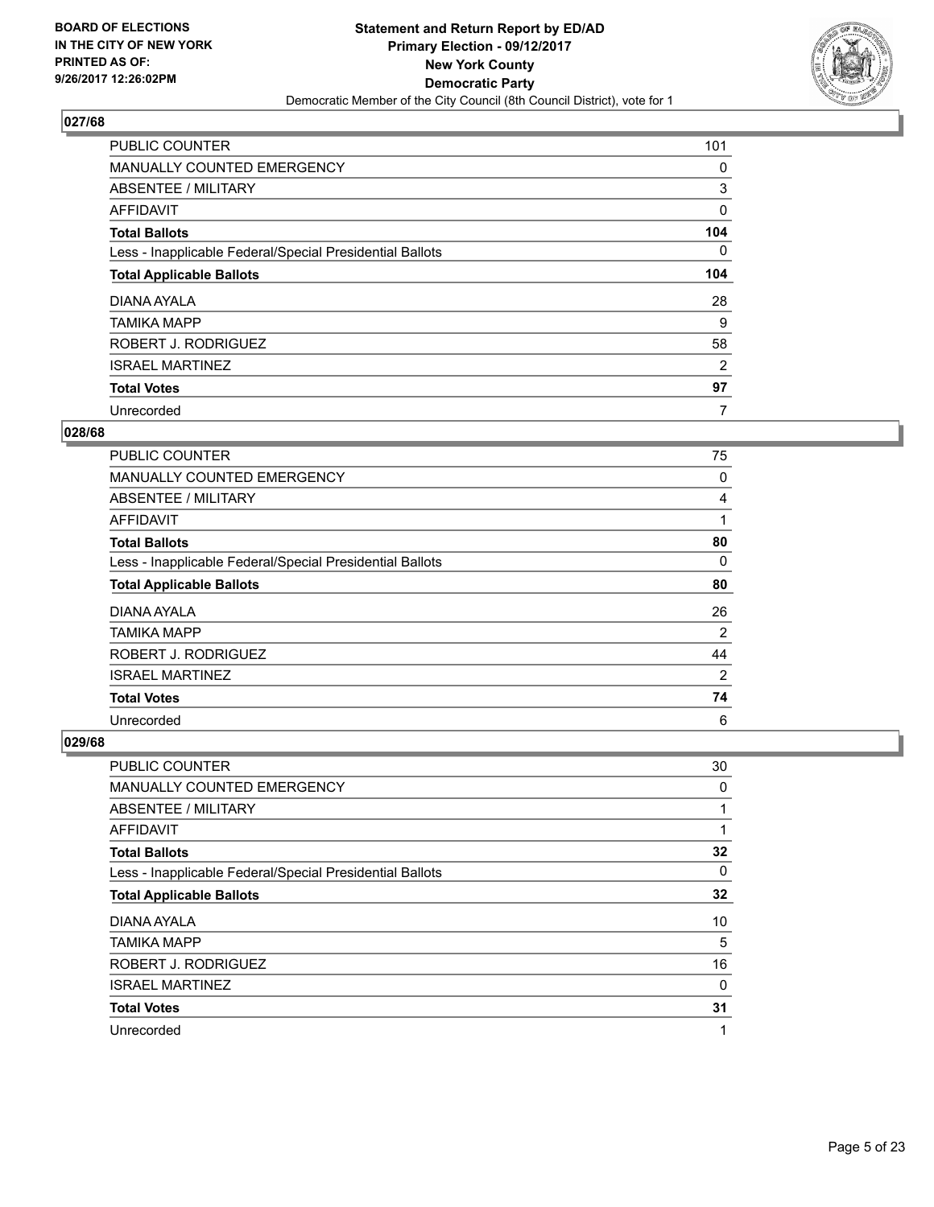## 027/68

| | |
|---|---|
| PUBLIC COUNTER | 101 |
| MANUALLY COUNTED EMERGENCY | 0 |
| ABSENTEE / MILITARY | 3 |
| AFFIDAVIT | 0 |
| **Total Ballots** | **104** |
| Less - Inapplicable Federal/Special Presidential Ballots | 0 |
| **Total Applicable Ballots** | **104** |
| DIANA AYALA | 28 |
| TAMIKA MAPP | 9 |
| ROBERT J. RODRIGUEZ | 58 |
| ISRAEL MARTINEZ | 2 |
| **Total Votes** | **97** |
| Unrecorded | 7 |

## 028/68

| | |
|---|---|
| PUBLIC COUNTER | 75 |
| MANUALLY COUNTED EMERGENCY | 0 |
| ABSENTEE / MILITARY | 4 |
| AFFIDAVIT | 1 |
| **Total Ballots** | **80** |
| Less - Inapplicable Federal/Special Presidential Ballots | 0 |
| **Total Applicable Ballots** | **80** |
| DIANA AYALA | 26 |
| TAMIKA MAPP | 2 |
| ROBERT J. RODRIGUEZ | 44 |
| ISRAEL MARTINEZ | 2 |
| **Total Votes** | **74** |
| Unrecorded | 6 |

## 029/68

| | |
|---|---|
| PUBLIC COUNTER | 30 |
| MANUALLY COUNTED EMERGENCY | 0 |
| ABSENTEE / MILITARY | 1 |
| AFFIDAVIT | 1 |
| **Total Ballots** | **32** |
| Less - Inapplicable Federal/Special Presidential Ballots | 0 |
| **Total Applicable Ballots** | **32** |
| DIANA AYALA | 10 |
| TAMIKA MAPP | 5 |
| ROBERT J. RODRIGUEZ | 16 |
| ISRAEL MARTINEZ | 0 |
| **Total Votes** | **31** |
| Unrecorded | 1 |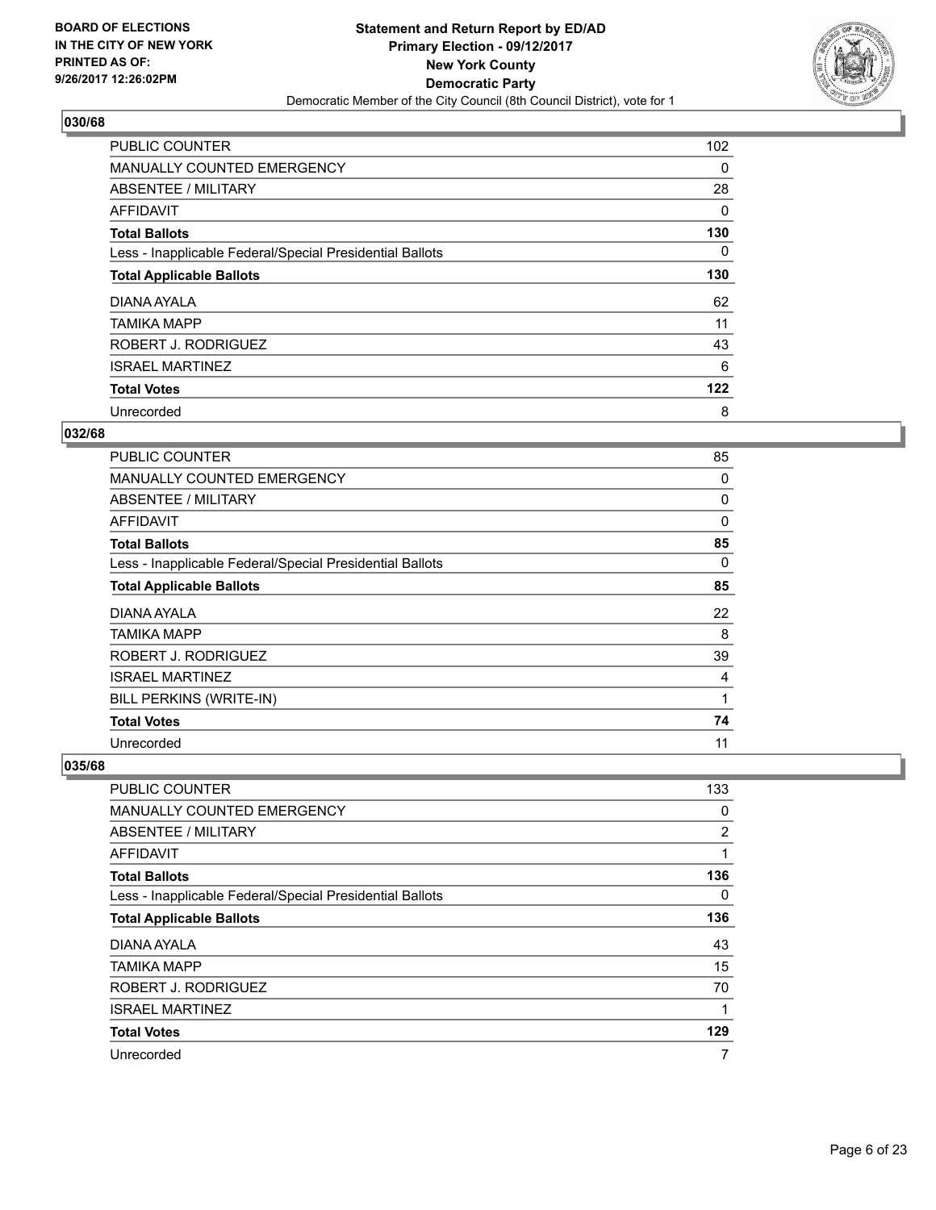**BOARD OF ELECTIONS IN THE CITY OF NEW YORK PRINTED AS OF: 9/26/2017 12:26:02PM**

**Statement and Return Report by ED/AD Primary Election - 09/12/2017 New York County Democratic Party**

Democratic Member of the City Council (8th Council District), vote for 1

## 030/68

| | |
|---|---|
| PUBLIC COUNTER | 102 |
| MANUALLY COUNTED EMERGENCY | 0 |
| ABSENTEE / MILITARY | 28 |
| AFFIDAVIT | 0 |
| **Total Ballots** | **130** |
| Less - Inapplicable Federal/Special Presidential Ballots | 0 |
| **Total Applicable Ballots** | **130** |
| DIANA AYALA | 62 |
| TAMIKA MAPP | 11 |
| ROBERT J. RODRIGUEZ | 43 |
| ISRAEL MARTINEZ | 6 |
| **Total Votes** | **122** |
| Unrecorded | 8 |

## 032/68

| | |
|---|---|
| PUBLIC COUNTER | 85 |
| MANUALLY COUNTED EMERGENCY | 0 |
| ABSENTEE / MILITARY | 0 |
| AFFIDAVIT | 0 |
| **Total Ballots** | **85** |
| Less - Inapplicable Federal/Special Presidential Ballots | 0 |
| **Total Applicable Ballots** | **85** |
| DIANA AYALA | 22 |
| TAMIKA MAPP | 8 |
| ROBERT J. RODRIGUEZ | 39 |
| ISRAEL MARTINEZ | 4 |
| BILL PERKINS (WRITE-IN) | 1 |
| **Total Votes** | **74** |
| Unrecorded | 11 |

## 035/68

| | |
|---|---|
| PUBLIC COUNTER | 133 |
| MANUALLY COUNTED EMERGENCY | 0 |
| ABSENTEE / MILITARY | 2 |
| AFFIDAVIT | 1 |
| **Total Ballots** | **136** |
| Less - Inapplicable Federal/Special Presidential Ballots | 0 |
| **Total Applicable Ballots** | **136** |
| DIANA AYALA | 43 |
| TAMIKA MAPP | 15 |
| ROBERT J. RODRIGUEZ | 70 |
| ISRAEL MARTINEZ | 1 |
| **Total Votes** | **129** |
| Unrecorded | 7 |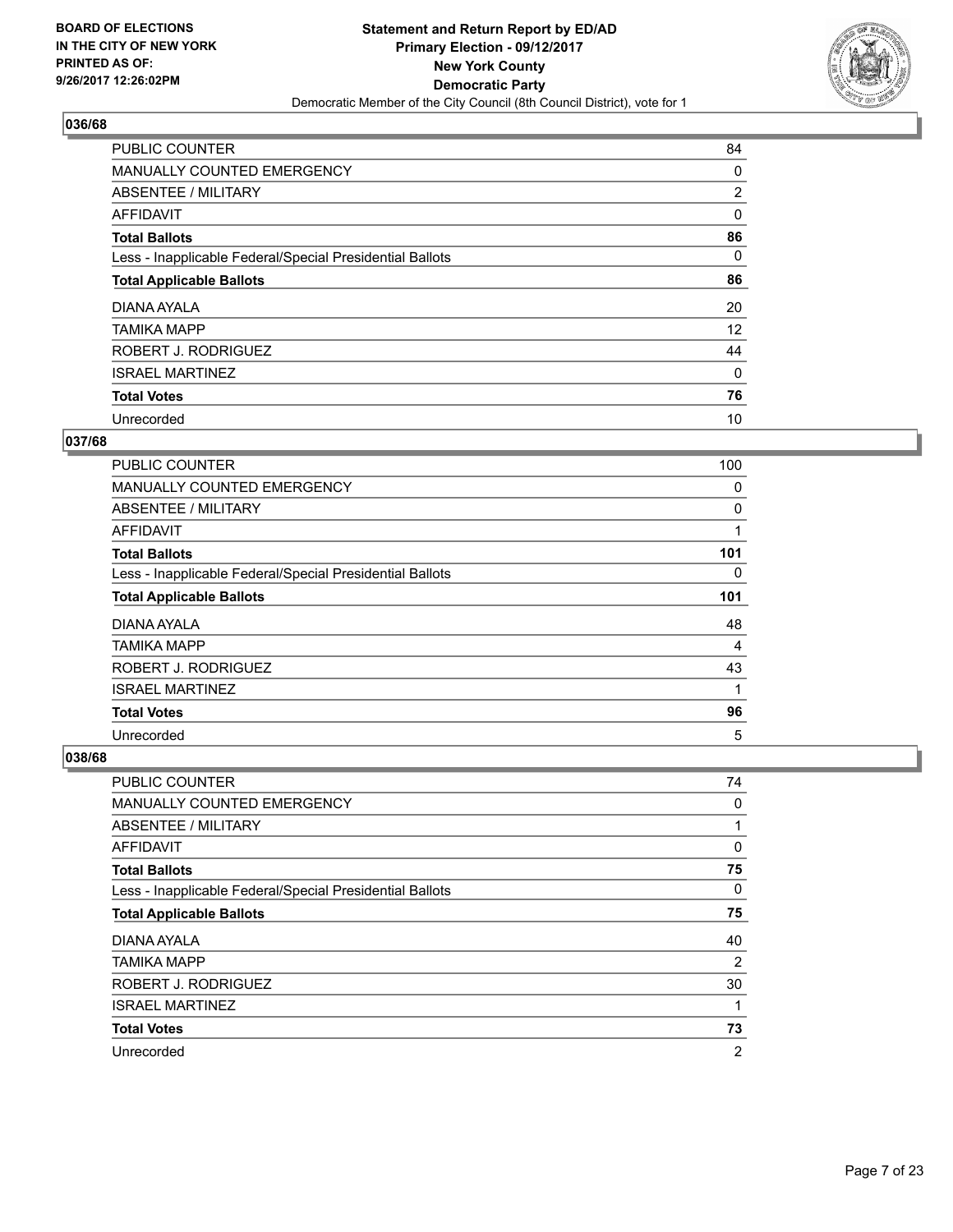BOARD OF ELECTIONS
IN THE CITY OF NEW YORK
PRINTED AS OF:
9/26/2017 12:26:02PM

**Statement and Return Report by ED/AD**
**Primary Election - 09/12/2017**
**New York County**
**Democratic Party**
Democratic Member of the City Council (8th Council District), vote for 1

### 036/68

| | |
|---|---|
| PUBLIC COUNTER | 84 |
| MANUALLY COUNTED EMERGENCY | 0 |
| ABSENTEE / MILITARY | 2 |
| AFFIDAVIT | 0 |
| **Total Ballots** | **86** |
| Less - Inapplicable Federal/Special Presidential Ballots | 0 |
| **Total Applicable Ballots** | **86** |
| DIANA AYALA | 20 |
| TAMIKA MAPP | 12 |
| ROBERT J. RODRIGUEZ | 44 |
| ISRAEL MARTINEZ | 0 |
| **Total Votes** | **76** |
| Unrecorded | 10 |

### 037/68

| | |
|---|---|
| PUBLIC COUNTER | 100 |
| MANUALLY COUNTED EMERGENCY | 0 |
| ABSENTEE / MILITARY | 0 |
| AFFIDAVIT | 1 |
| **Total Ballots** | **101** |
| Less - Inapplicable Federal/Special Presidential Ballots | 0 |
| **Total Applicable Ballots** | **101** |
| DIANA AYALA | 48 |
| TAMIKA MAPP | 4 |
| ROBERT J. RODRIGUEZ | 43 |
| ISRAEL MARTINEZ | 1 |
| **Total Votes** | **96** |
| Unrecorded | 5 |

### 038/68

| | |
|---|---|
| PUBLIC COUNTER | 74 |
| MANUALLY COUNTED EMERGENCY | 0 |
| ABSENTEE / MILITARY | 1 |
| AFFIDAVIT | 0 |
| **Total Ballots** | **75** |
| Less - Inapplicable Federal/Special Presidential Ballots | 0 |
| **Total Applicable Ballots** | **75** |
| DIANA AYALA | 40 |
| TAMIKA MAPP | 2 |
| ROBERT J. RODRIGUEZ | 30 |
| ISRAEL MARTINEZ | 1 |
| **Total Votes** | **73** |
| Unrecorded | 2 |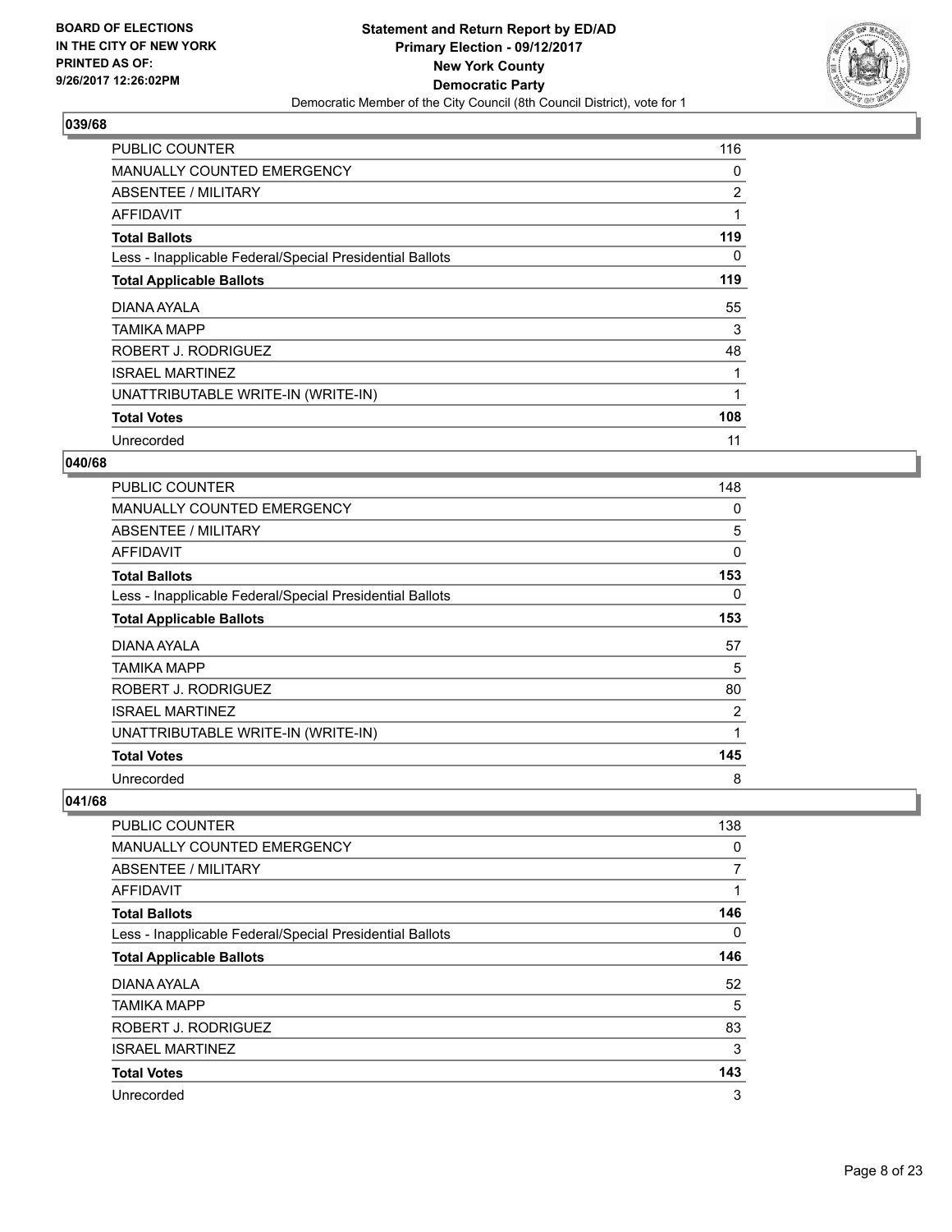## 039/68

| | |
|---|---|
| PUBLIC COUNTER | 116 |
| MANUALLY COUNTED EMERGENCY | 0 |
| ABSENTEE / MILITARY | 2 |
| AFFIDAVIT | 1 |
| **Total Ballots** | **119** |
| Less - Inapplicable Federal/Special Presidential Ballots | 0 |
| **Total Applicable Ballots** | **119** |
| DIANA AYALA | 55 |
| TAMIKA MAPP | 3 |
| ROBERT J. RODRIGUEZ | 48 |
| ISRAEL MARTINEZ | 1 |
| UNATTRIBUTABLE WRITE-IN (WRITE-IN) | 1 |
| **Total Votes** | **108** |
| Unrecorded | 11 |

## 040/68

| | |
|---|---|
| PUBLIC COUNTER | 148 |
| MANUALLY COUNTED EMERGENCY | 0 |
| ABSENTEE / MILITARY | 5 |
| AFFIDAVIT | 0 |
| **Total Ballots** | **153** |
| Less - Inapplicable Federal/Special Presidential Ballots | 0 |
| **Total Applicable Ballots** | **153** |
| DIANA AYALA | 57 |
| TAMIKA MAPP | 5 |
| ROBERT J. RODRIGUEZ | 80 |
| ISRAEL MARTINEZ | 2 |
| UNATTRIBUTABLE WRITE-IN (WRITE-IN) | 1 |
| **Total Votes** | **145** |
| Unrecorded | 8 |

## 041/68

| | |
|---|---|
| PUBLIC COUNTER | 138 |
| MANUALLY COUNTED EMERGENCY | 0 |
| ABSENTEE / MILITARY | 7 |
| AFFIDAVIT | 1 |
| **Total Ballots** | **146** |
| Less - Inapplicable Federal/Special Presidential Ballots | 0 |
| **Total Applicable Ballots** | **146** |
| DIANA AYALA | 52 |
| TAMIKA MAPP | 5 |
| ROBERT J. RODRIGUEZ | 83 |
| ISRAEL MARTINEZ | 3 |
| **Total Votes** | **143** |
| Unrecorded | 3 |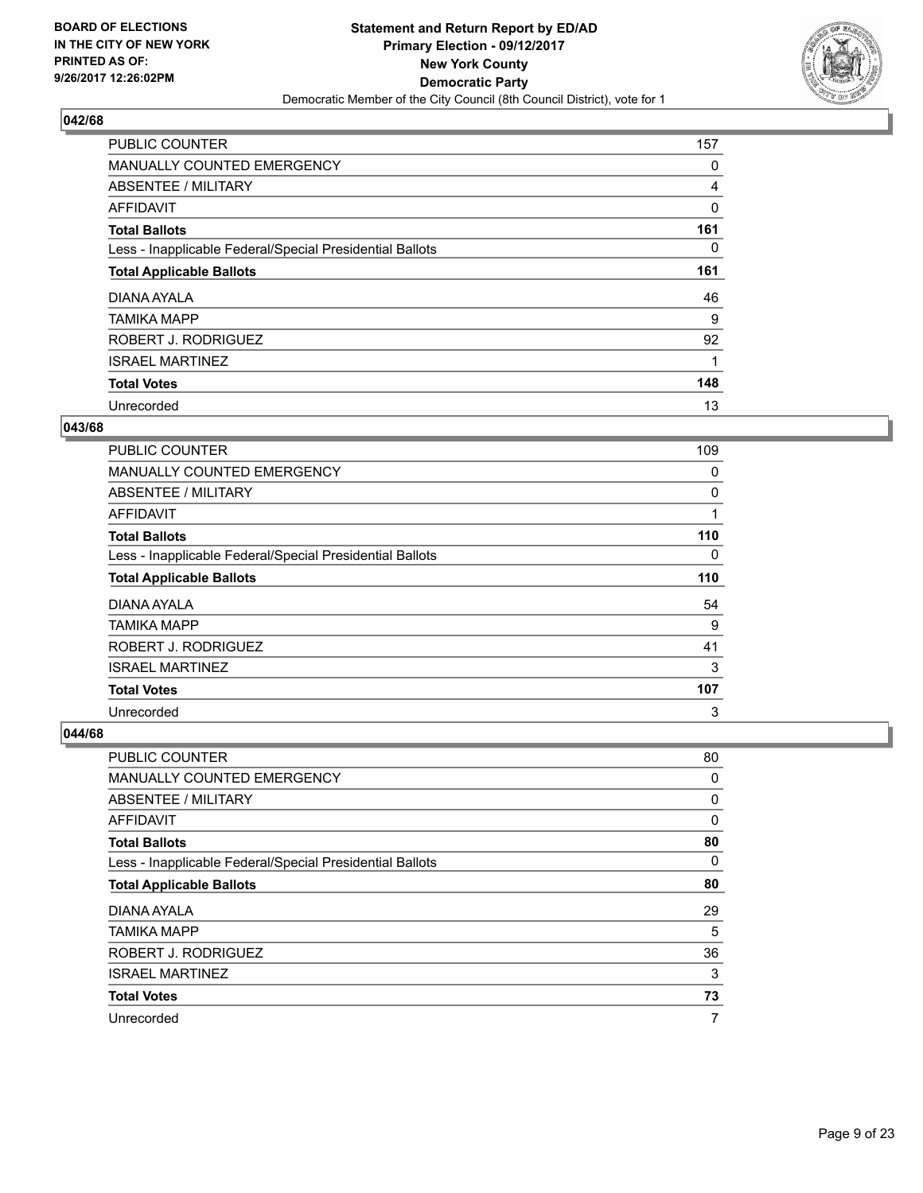## 042/68

| | |
|---|---|
| PUBLIC COUNTER | 157 |
| MANUALLY COUNTED EMERGENCY | 0 |
| ABSENTEE / MILITARY | 4 |
| AFFIDAVIT | 0 |
| **Total Ballots** | **161** |
| Less - Inapplicable Federal/Special Presidential Ballots | 0 |
| **Total Applicable Ballots** | **161** |
| DIANA AYALA | 46 |
| TAMIKA MAPP | 9 |
| ROBERT J. RODRIGUEZ | 92 |
| ISRAEL MARTINEZ | 1 |
| **Total Votes** | **148** |
| Unrecorded | 13 |

## 043/68

| | |
|---|---|
| PUBLIC COUNTER | 109 |
| MANUALLY COUNTED EMERGENCY | 0 |
| ABSENTEE / MILITARY | 0 |
| AFFIDAVIT | 1 |
| **Total Ballots** | **110** |
| Less - Inapplicable Federal/Special Presidential Ballots | 0 |
| **Total Applicable Ballots** | **110** |
| DIANA AYALA | 54 |
| TAMIKA MAPP | 9 |
| ROBERT J. RODRIGUEZ | 41 |
| ISRAEL MARTINEZ | 3 |
| **Total Votes** | **107** |
| Unrecorded | 3 |

## 044/68

| | |
|---|---|
| PUBLIC COUNTER | 80 |
| MANUALLY COUNTED EMERGENCY | 0 |
| ABSENTEE / MILITARY | 0 |
| AFFIDAVIT | 0 |
| **Total Ballots** | **80** |
| Less - Inapplicable Federal/Special Presidential Ballots | 0 |
| **Total Applicable Ballots** | **80** |
| DIANA AYALA | 29 |
| TAMIKA MAPP | 5 |
| ROBERT J. RODRIGUEZ | 36 |
| ISRAEL MARTINEZ | 3 |
| **Total Votes** | **73** |
| Unrecorded | 7 |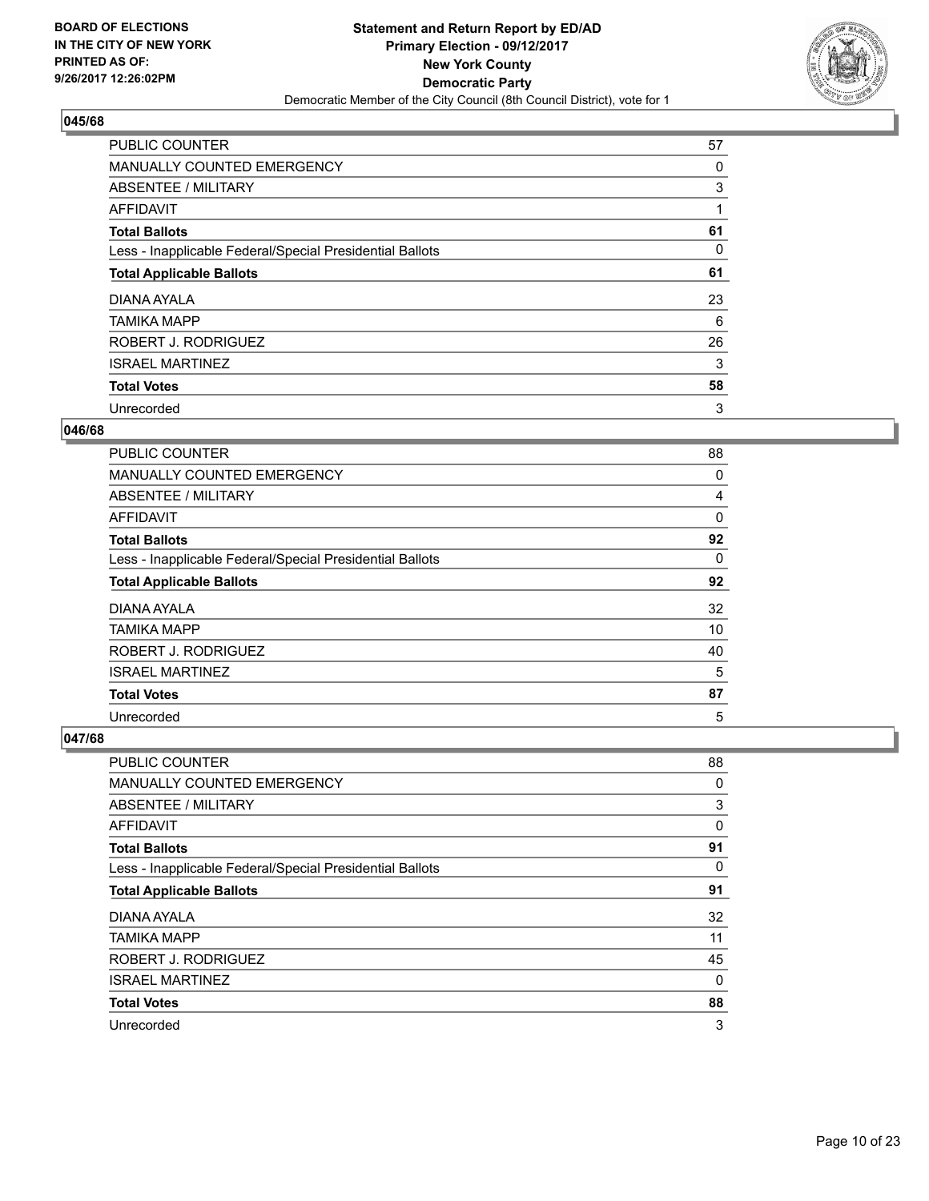## 045/68

| | |
|---|---|
| PUBLIC COUNTER | 57 |
| MANUALLY COUNTED EMERGENCY | 0 |
| ABSENTEE / MILITARY | 3 |
| AFFIDAVIT | 1 |
| **Total Ballots** | **61** |
| Less - Inapplicable Federal/Special Presidential Ballots | 0 |
| **Total Applicable Ballots** | **61** |
| DIANA AYALA | 23 |
| TAMIKA MAPP | 6 |
| ROBERT J. RODRIGUEZ | 26 |
| ISRAEL MARTINEZ | 3 |
| **Total Votes** | **58** |
| Unrecorded | 3 |

## 046/68

| | |
|---|---|
| PUBLIC COUNTER | 88 |
| MANUALLY COUNTED EMERGENCY | 0 |
| ABSENTEE / MILITARY | 4 |
| AFFIDAVIT | 0 |
| **Total Ballots** | **92** |
| Less - Inapplicable Federal/Special Presidential Ballots | 0 |
| **Total Applicable Ballots** | **92** |
| DIANA AYALA | 32 |
| TAMIKA MAPP | 10 |
| ROBERT J. RODRIGUEZ | 40 |
| ISRAEL MARTINEZ | 5 |
| **Total Votes** | **87** |
| Unrecorded | 5 |

## 047/68

| | |
|---|---|
| PUBLIC COUNTER | 88 |
| MANUALLY COUNTED EMERGENCY | 0 |
| ABSENTEE / MILITARY | 3 |
| AFFIDAVIT | 0 |
| **Total Ballots** | **91** |
| Less - Inapplicable Federal/Special Presidential Ballots | 0 |
| **Total Applicable Ballots** | **91** |
| DIANA AYALA | 32 |
| TAMIKA MAPP | 11 |
| ROBERT J. RODRIGUEZ | 45 |
| ISRAEL MARTINEZ | 0 |
| **Total Votes** | **88** |
| Unrecorded | 3 |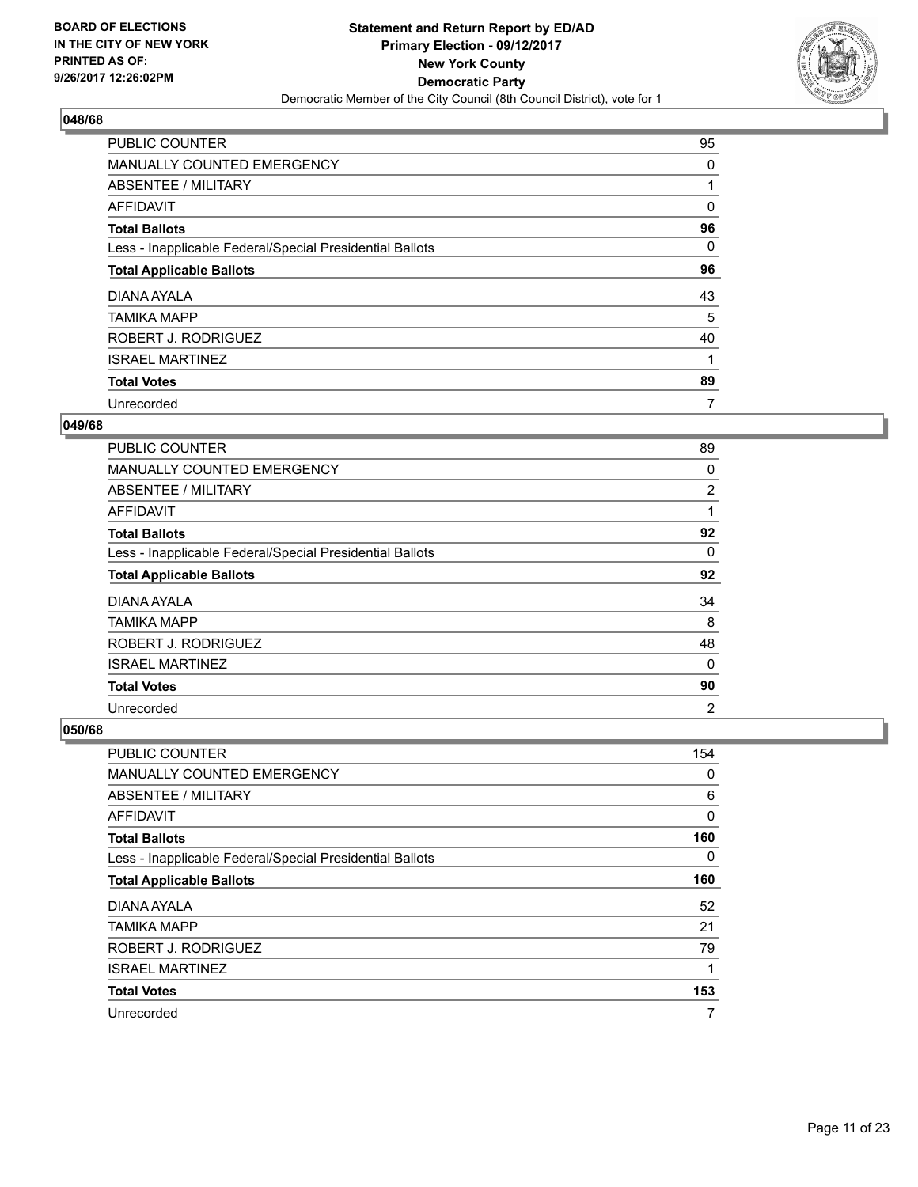**BOARD OF ELECTIONS IN THE CITY OF NEW YORK PRINTED AS OF: 9/26/2017 12:26:02PM**

**Statement and Return Report by ED/AD**
**Primary Election - 09/12/2017**
**New York County**
**Democratic Party**
Democratic Member of the City Council (8th Council District), vote for 1

### 048/68

| | |
|---|---|
| PUBLIC COUNTER | 95 |
| MANUALLY COUNTED EMERGENCY | 0 |
| ABSENTEE / MILITARY | 1 |
| AFFIDAVIT | 0 |
| **Total Ballots** | **96** |
| Less - Inapplicable Federal/Special Presidential Ballots | 0 |
| **Total Applicable Ballots** | **96** |
| DIANA AYALA | 43 |
| TAMIKA MAPP | 5 |
| ROBERT J. RODRIGUEZ | 40 |
| ISRAEL MARTINEZ | 1 |
| **Total Votes** | **89** |
| Unrecorded | 7 |

### 049/68

| | |
|---|---|
| PUBLIC COUNTER | 89 |
| MANUALLY COUNTED EMERGENCY | 0 |
| ABSENTEE / MILITARY | 2 |
| AFFIDAVIT | 1 |
| **Total Ballots** | **92** |
| Less - Inapplicable Federal/Special Presidential Ballots | 0 |
| **Total Applicable Ballots** | **92** |
| DIANA AYALA | 34 |
| TAMIKA MAPP | 8 |
| ROBERT J. RODRIGUEZ | 48 |
| ISRAEL MARTINEZ | 0 |
| **Total Votes** | **90** |
| Unrecorded | 2 |

### 050/68

| | |
|---|---|
| PUBLIC COUNTER | 154 |
| MANUALLY COUNTED EMERGENCY | 0 |
| ABSENTEE / MILITARY | 6 |
| AFFIDAVIT | 0 |
| **Total Ballots** | **160** |
| Less - Inapplicable Federal/Special Presidential Ballots | 0 |
| **Total Applicable Ballots** | **160** |
| DIANA AYALA | 52 |
| TAMIKA MAPP | 21 |
| ROBERT J. RODRIGUEZ | 79 |
| ISRAEL MARTINEZ | 1 |
| **Total Votes** | **153** |
| Unrecorded | 7 |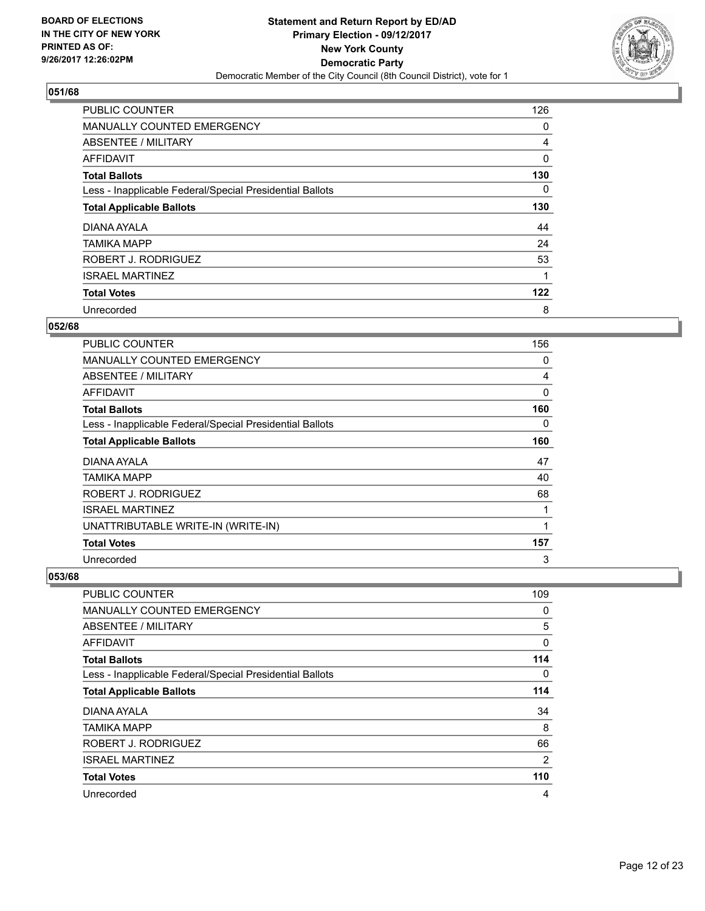# Statement and Return Report by ED/AD
## Primary Election - 09/12/2017
## New York County
## Democratic Party
### Democratic Member of the City Council (8th Council District), vote for 1

BOARD OF ELECTIONS IN THE CITY OF NEW YORK PRINTED AS OF: 9/26/2017 12:26:02PM

### 051/68

| | |
|---|---|
| PUBLIC COUNTER | 126 |
| MANUALLY COUNTED EMERGENCY | 0 |
| ABSENTEE / MILITARY | 4 |
| AFFIDAVIT | 0 |
| **Total Ballots** | **130** |
| Less - Inapplicable Federal/Special Presidential Ballots | 0 |
| **Total Applicable Ballots** | **130** |
| DIANA AYALA | 44 |
| TAMIKA MAPP | 24 |
| ROBERT J. RODRIGUEZ | 53 |
| ISRAEL MARTINEZ | 1 |
| **Total Votes** | **122** |
| Unrecorded | 8 |

### 052/68

| | |
|---|---|
| PUBLIC COUNTER | 156 |
| MANUALLY COUNTED EMERGENCY | 0 |
| ABSENTEE / MILITARY | 4 |
| AFFIDAVIT | 0 |
| **Total Ballots** | **160** |
| Less - Inapplicable Federal/Special Presidential Ballots | 0 |
| **Total Applicable Ballots** | **160** |
| DIANA AYALA | 47 |
| TAMIKA MAPP | 40 |
| ROBERT J. RODRIGUEZ | 68 |
| ISRAEL MARTINEZ | 1 |
| UNATTRIBUTABLE WRITE-IN (WRITE-IN) | 1 |
| **Total Votes** | **157** |
| Unrecorded | 3 |

### 053/68

| | |
|---|---|
| PUBLIC COUNTER | 109 |
| MANUALLY COUNTED EMERGENCY | 0 |
| ABSENTEE / MILITARY | 5 |
| AFFIDAVIT | 0 |
| **Total Ballots** | **114** |
| Less - Inapplicable Federal/Special Presidential Ballots | 0 |
| **Total Applicable Ballots** | **114** |
| DIANA AYALA | 34 |
| TAMIKA MAPP | 8 |
| ROBERT J. RODRIGUEZ | 66 |
| ISRAEL MARTINEZ | 2 |
| **Total Votes** | **110** |
| Unrecorded | 4 |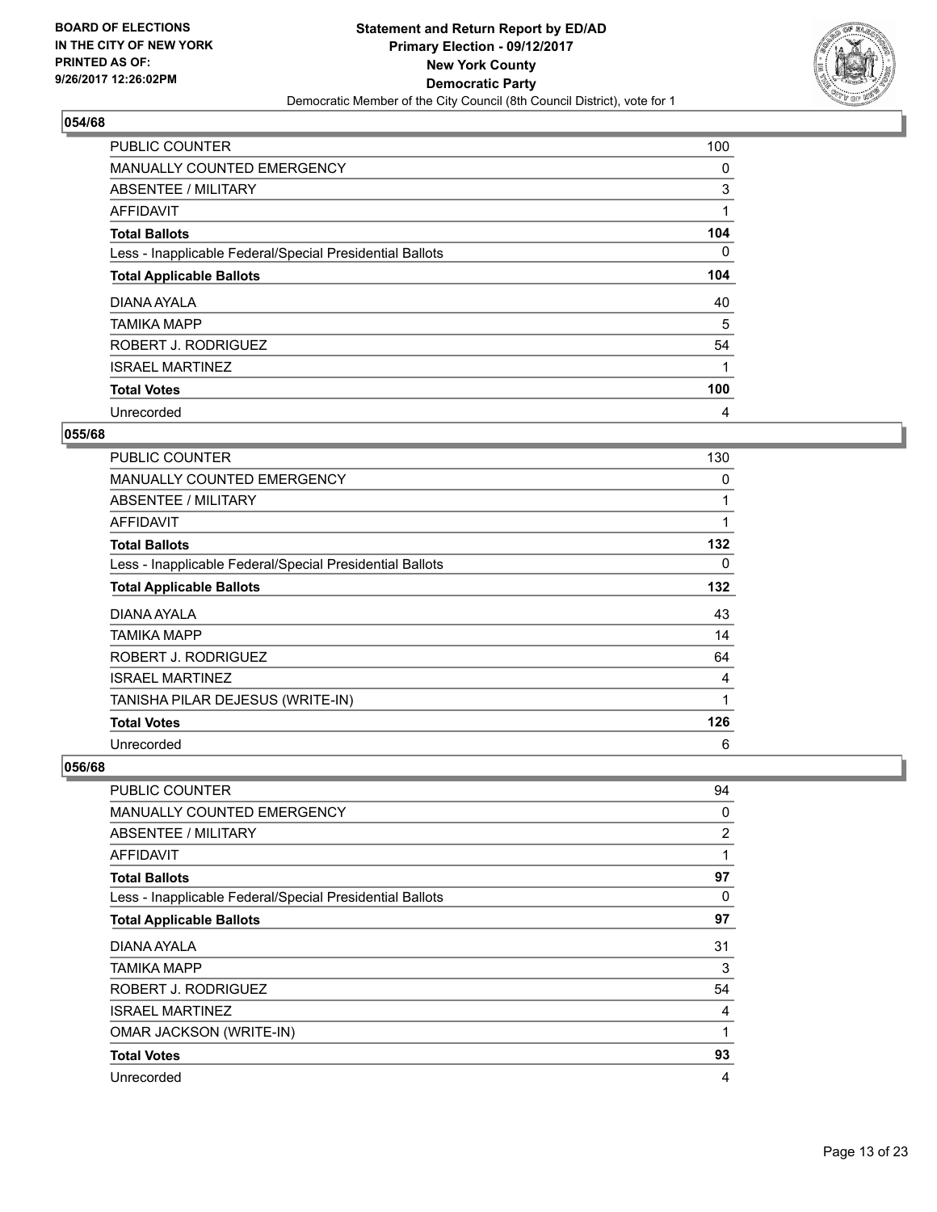**BOARD OF ELECTIONS IN THE CITY OF NEW YORK PRINTED AS OF: 9/26/2017 12:26:02PM**

**Statement and Return Report by ED/AD Primary Election - 09/12/2017 New York County Democratic Party**

Democratic Member of the City Council (8th Council District), vote for 1

### 054/68

| | |
|---|---|
| PUBLIC COUNTER | 100 |
| MANUALLY COUNTED EMERGENCY | 0 |
| ABSENTEE / MILITARY | 3 |
| AFFIDAVIT | 1 |
| **Total Ballots** | **104** |
| Less - Inapplicable Federal/Special Presidential Ballots | 0 |
| **Total Applicable Ballots** | **104** |
| DIANA AYALA | 40 |
| TAMIKA MAPP | 5 |
| ROBERT J. RODRIGUEZ | 54 |
| ISRAEL MARTINEZ | 1 |
| **Total Votes** | **100** |
| Unrecorded | 4 |

### 055/68

| | |
|---|---|
| PUBLIC COUNTER | 130 |
| MANUALLY COUNTED EMERGENCY | 0 |
| ABSENTEE / MILITARY | 1 |
| AFFIDAVIT | 1 |
| **Total Ballots** | **132** |
| Less - Inapplicable Federal/Special Presidential Ballots | 0 |
| **Total Applicable Ballots** | **132** |
| DIANA AYALA | 43 |
| TAMIKA MAPP | 14 |
| ROBERT J. RODRIGUEZ | 64 |
| ISRAEL MARTINEZ | 4 |
| TANISHA PILAR DEJESUS (WRITE-IN) | 1 |
| **Total Votes** | **126** |
| Unrecorded | 6 |

### 056/68

| | |
|---|---|
| PUBLIC COUNTER | 94 |
| MANUALLY COUNTED EMERGENCY | 0 |
| ABSENTEE / MILITARY | 2 |
| AFFIDAVIT | 1 |
| **Total Ballots** | **97** |
| Less - Inapplicable Federal/Special Presidential Ballots | 0 |
| **Total Applicable Ballots** | **97** |
| DIANA AYALA | 31 |
| TAMIKA MAPP | 3 |
| ROBERT J. RODRIGUEZ | 54 |
| ISRAEL MARTINEZ | 4 |
| OMAR JACKSON (WRITE-IN) | 1 |
| **Total Votes** | **93** |
| Unrecorded | 4 |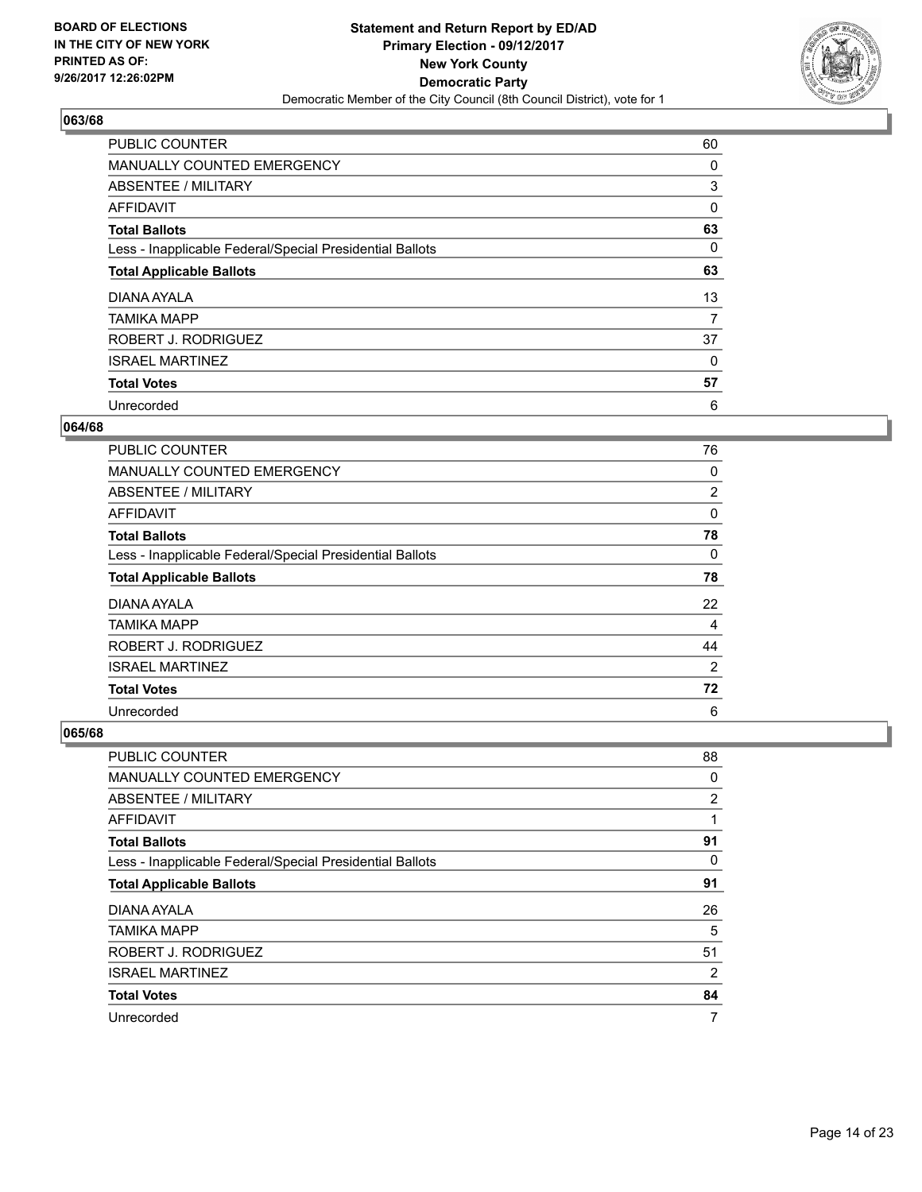**BOARD OF ELECTIONS IN THE CITY OF NEW YORK PRINTED AS OF: 9/26/2017 12:26:02PM**

**Statement and Return Report by ED/AD Primary Election - 09/12/2017 New York County Democratic Party**

Democratic Member of the City Council (8th Council District), vote for 1

### 063/68

| | |
|---|---|
| PUBLIC COUNTER | 60 |
| MANUALLY COUNTED EMERGENCY | 0 |
| ABSENTEE / MILITARY | 3 |
| AFFIDAVIT | 0 |
| **Total Ballots** | **63** |
| Less - Inapplicable Federal/Special Presidential Ballots | 0 |
| **Total Applicable Ballots** | **63** |
| DIANA AYALA | 13 |
| TAMIKA MAPP | 7 |
| ROBERT J. RODRIGUEZ | 37 |
| ISRAEL MARTINEZ | 0 |
| **Total Votes** | **57** |
| Unrecorded | 6 |

### 064/68

| | |
|---|---|
| PUBLIC COUNTER | 76 |
| MANUALLY COUNTED EMERGENCY | 0 |
| ABSENTEE / MILITARY | 2 |
| AFFIDAVIT | 0 |
| **Total Ballots** | **78** |
| Less - Inapplicable Federal/Special Presidential Ballots | 0 |
| **Total Applicable Ballots** | **78** |
| DIANA AYALA | 22 |
| TAMIKA MAPP | 4 |
| ROBERT J. RODRIGUEZ | 44 |
| ISRAEL MARTINEZ | 2 |
| **Total Votes** | **72** |
| Unrecorded | 6 |

### 065/68

| | |
|---|---|
| PUBLIC COUNTER | 88 |
| MANUALLY COUNTED EMERGENCY | 0 |
| ABSENTEE / MILITARY | 2 |
| AFFIDAVIT | 1 |
| **Total Ballots** | **91** |
| Less - Inapplicable Federal/Special Presidential Ballots | 0 |
| **Total Applicable Ballots** | **91** |
| DIANA AYALA | 26 |
| TAMIKA MAPP | 5 |
| ROBERT J. RODRIGUEZ | 51 |
| ISRAEL MARTINEZ | 2 |
| **Total Votes** | **84** |
| Unrecorded | 7 |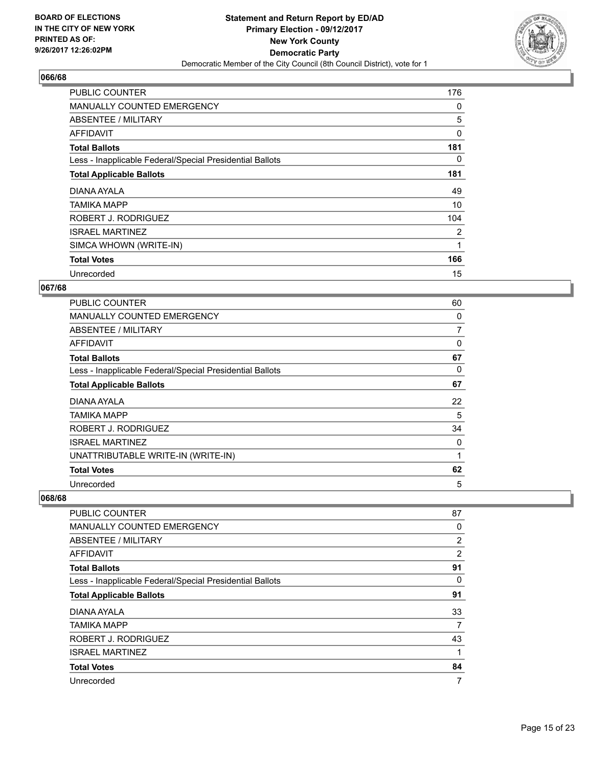BOARD OF ELECTIONS
IN THE CITY OF NEW YORK
PRINTED AS OF:
9/26/2017 12:26:02PM

**Statement and Return Report by ED/AD**
**Primary Election - 09/12/2017**
**New York County**
**Democratic Party**
Democratic Member of the City Council (8th Council District), vote for 1

### 066/68

| | |
|---|---|
| PUBLIC COUNTER | 176 |
| MANUALLY COUNTED EMERGENCY | 0 |
| ABSENTEE / MILITARY | 5 |
| AFFIDAVIT | 0 |
| **Total Ballots** | **181** |
| Less - Inapplicable Federal/Special Presidential Ballots | 0 |
| **Total Applicable Ballots** | **181** |
| DIANA AYALA | 49 |
| TAMIKA MAPP | 10 |
| ROBERT J. RODRIGUEZ | 104 |
| ISRAEL MARTINEZ | 2 |
| SIMCA WHOWN (WRITE-IN) | 1 |
| **Total Votes** | **166** |
| Unrecorded | 15 |

### 067/68

| | |
|---|---|
| PUBLIC COUNTER | 60 |
| MANUALLY COUNTED EMERGENCY | 0 |
| ABSENTEE / MILITARY | 7 |
| AFFIDAVIT | 0 |
| **Total Ballots** | **67** |
| Less - Inapplicable Federal/Special Presidential Ballots | 0 |
| **Total Applicable Ballots** | **67** |
| DIANA AYALA | 22 |
| TAMIKA MAPP | 5 |
| ROBERT J. RODRIGUEZ | 34 |
| ISRAEL MARTINEZ | 0 |
| UNATTRIBUTABLE WRITE-IN (WRITE-IN) | 1 |
| **Total Votes** | **62** |
| Unrecorded | 5 |

### 068/68

| | |
|---|---|
| PUBLIC COUNTER | 87 |
| MANUALLY COUNTED EMERGENCY | 0 |
| ABSENTEE / MILITARY | 2 |
| AFFIDAVIT | 2 |
| **Total Ballots** | **91** |
| Less - Inapplicable Federal/Special Presidential Ballots | 0 |
| **Total Applicable Ballots** | **91** |
| DIANA AYALA | 33 |
| TAMIKA MAPP | 7 |
| ROBERT J. RODRIGUEZ | 43 |
| ISRAEL MARTINEZ | 1 |
| **Total Votes** | **84** |
| Unrecorded | 7 |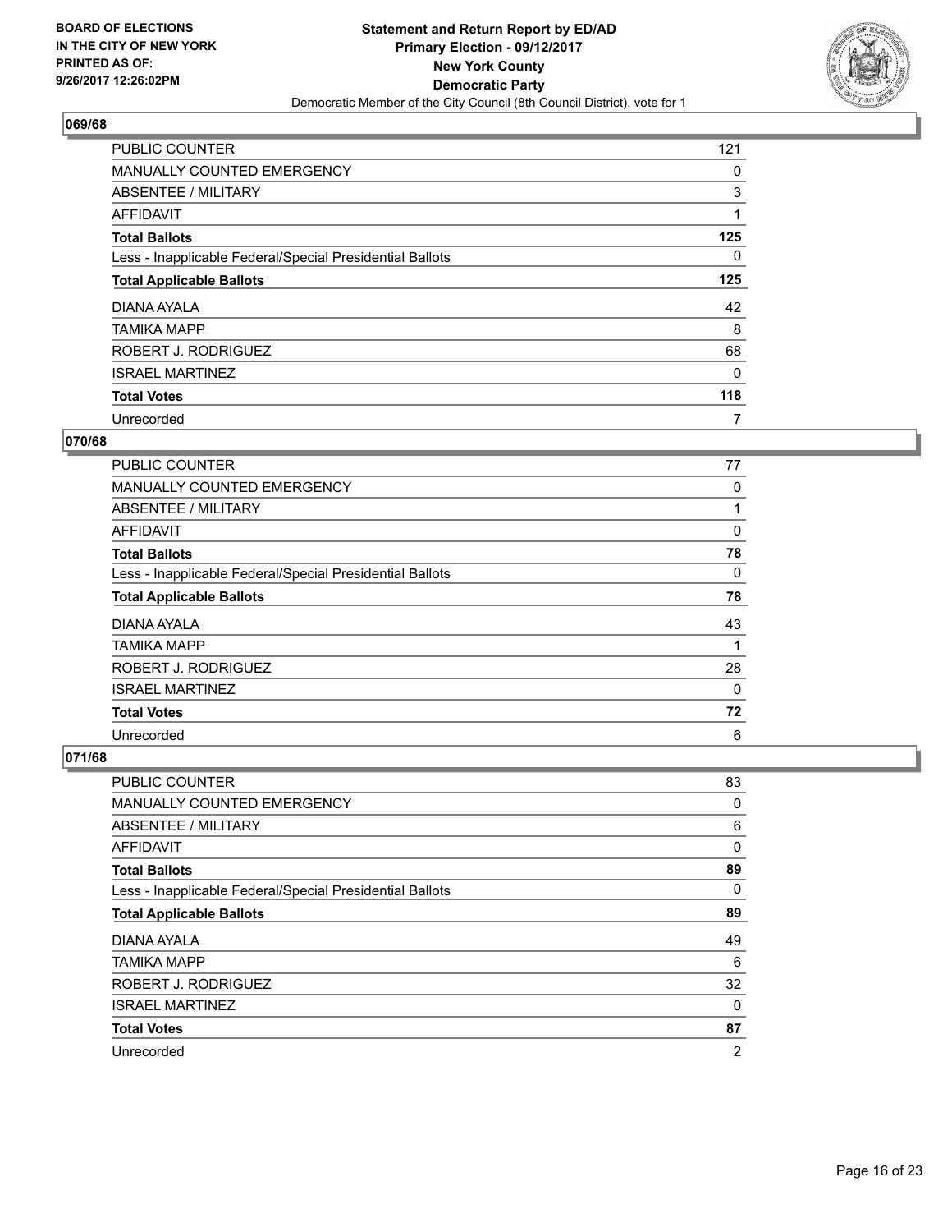**BOARD OF ELECTIONS IN THE CITY OF NEW YORK PRINTED AS OF: 9/26/2017 12:26:02PM**

**Statement and Return Report by ED/AD Primary Election - 09/12/2017 New York County Democratic Party**

Democratic Member of the City Council (8th Council District), vote for 1

### 069/68

| | |
|---|---|
| PUBLIC COUNTER | 121 |
| MANUALLY COUNTED EMERGENCY | 0 |
| ABSENTEE / MILITARY | 3 |
| AFFIDAVIT | 1 |
| **Total Ballots** | **125** |
| Less - Inapplicable Federal/Special Presidential Ballots | 0 |
| **Total Applicable Ballots** | **125** |
| DIANA AYALA | 42 |
| TAMIKA MAPP | 8 |
| ROBERT J. RODRIGUEZ | 68 |
| ISRAEL MARTINEZ | 0 |
| **Total Votes** | **118** |
| Unrecorded | 7 |

### 070/68

| | |
|---|---|
| PUBLIC COUNTER | 77 |
| MANUALLY COUNTED EMERGENCY | 0 |
| ABSENTEE / MILITARY | 1 |
| AFFIDAVIT | 0 |
| **Total Ballots** | **78** |
| Less - Inapplicable Federal/Special Presidential Ballots | 0 |
| **Total Applicable Ballots** | **78** |
| DIANA AYALA | 43 |
| TAMIKA MAPP | 1 |
| ROBERT J. RODRIGUEZ | 28 |
| ISRAEL MARTINEZ | 0 |
| **Total Votes** | **72** |
| Unrecorded | 6 |

### 071/68

| | |
|---|---|
| PUBLIC COUNTER | 83 |
| MANUALLY COUNTED EMERGENCY | 0 |
| ABSENTEE / MILITARY | 6 |
| AFFIDAVIT | 0 |
| **Total Ballots** | **89** |
| Less - Inapplicable Federal/Special Presidential Ballots | 0 |
| **Total Applicable Ballots** | **89** |
| DIANA AYALA | 49 |
| TAMIKA MAPP | 6 |
| ROBERT J. RODRIGUEZ | 32 |
| ISRAEL MARTINEZ | 0 |
| **Total Votes** | **87** |
| Unrecorded | 2 |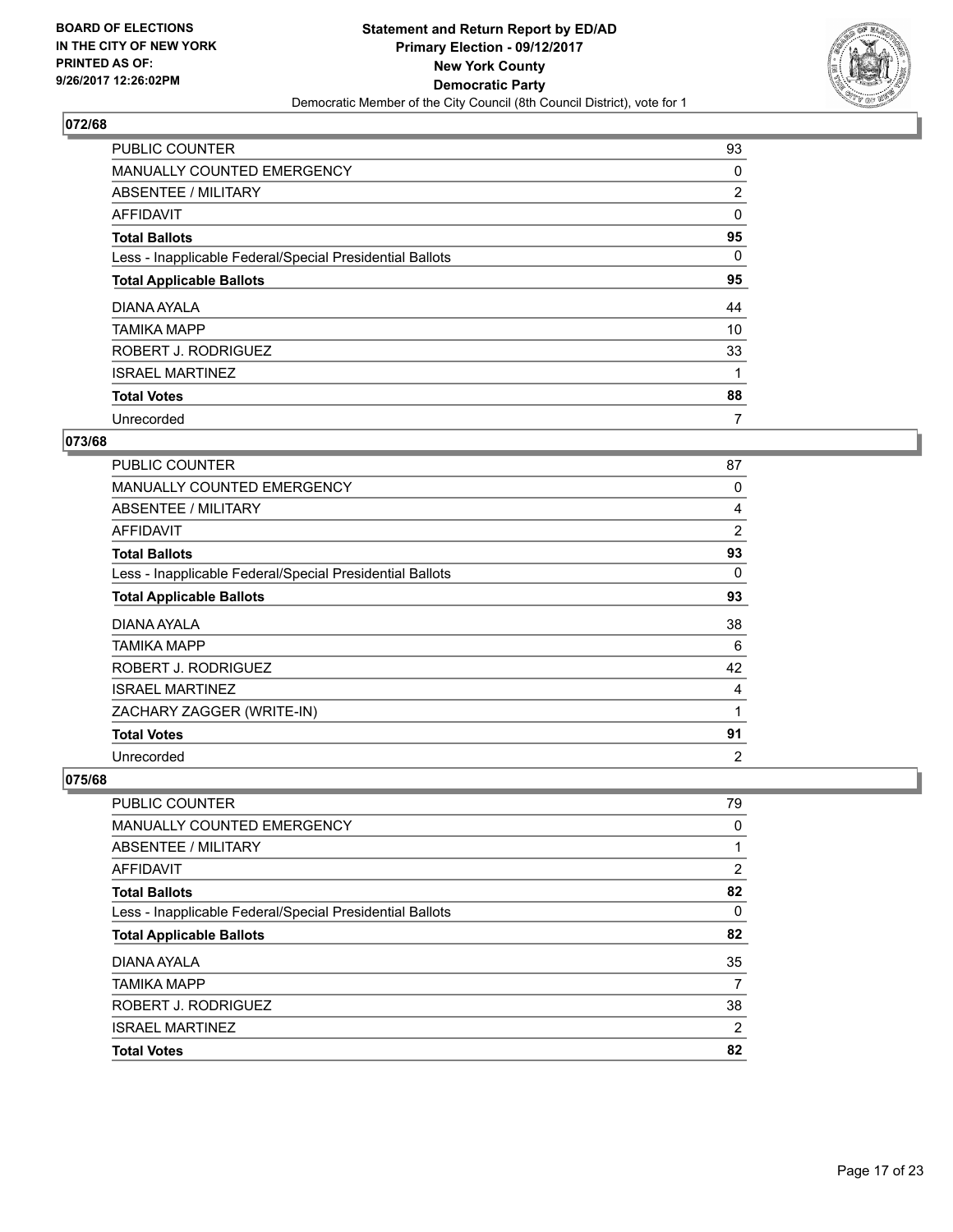**BOARD OF ELECTIONS IN THE CITY OF NEW YORK PRINTED AS OF: 9/26/2017 12:26:02PM**

**Statement and Return Report by ED/AD**
**Primary Election - 09/12/2017**
**New York County**
**Democratic Party**
Democratic Member of the City Council (8th Council District), vote for 1

## 072/68

| | |
|---|---|
| PUBLIC COUNTER | 93 |
| MANUALLY COUNTED EMERGENCY | 0 |
| ABSENTEE / MILITARY | 2 |
| AFFIDAVIT | 0 |
| **Total Ballots** | **95** |
| Less - Inapplicable Federal/Special Presidential Ballots | 0 |
| **Total Applicable Ballots** | **95** |
| DIANA AYALA | 44 |
| TAMIKA MAPP | 10 |
| ROBERT J. RODRIGUEZ | 33 |
| ISRAEL MARTINEZ | 1 |
| **Total Votes** | **88** |
| Unrecorded | 7 |

## 073/68

| | |
|---|---|
| PUBLIC COUNTER | 87 |
| MANUALLY COUNTED EMERGENCY | 0 |
| ABSENTEE / MILITARY | 4 |
| AFFIDAVIT | 2 |
| **Total Ballots** | **93** |
| Less - Inapplicable Federal/Special Presidential Ballots | 0 |
| **Total Applicable Ballots** | **93** |
| DIANA AYALA | 38 |
| TAMIKA MAPP | 6 |
| ROBERT J. RODRIGUEZ | 42 |
| ISRAEL MARTINEZ | 4 |
| ZACHARY ZAGGER (WRITE-IN) | 1 |
| **Total Votes** | **91** |
| Unrecorded | 2 |

## 075/68

| | |
|---|---|
| PUBLIC COUNTER | 79 |
| MANUALLY COUNTED EMERGENCY | 0 |
| ABSENTEE / MILITARY | 1 |
| AFFIDAVIT | 2 |
| **Total Ballots** | **82** |
| Less - Inapplicable Federal/Special Presidential Ballots | 0 |
| **Total Applicable Ballots** | **82** |
| DIANA AYALA | 35 |
| TAMIKA MAPP | 7 |
| ROBERT J. RODRIGUEZ | 38 |
| ISRAEL MARTINEZ | 2 |
| **Total Votes** | **82** |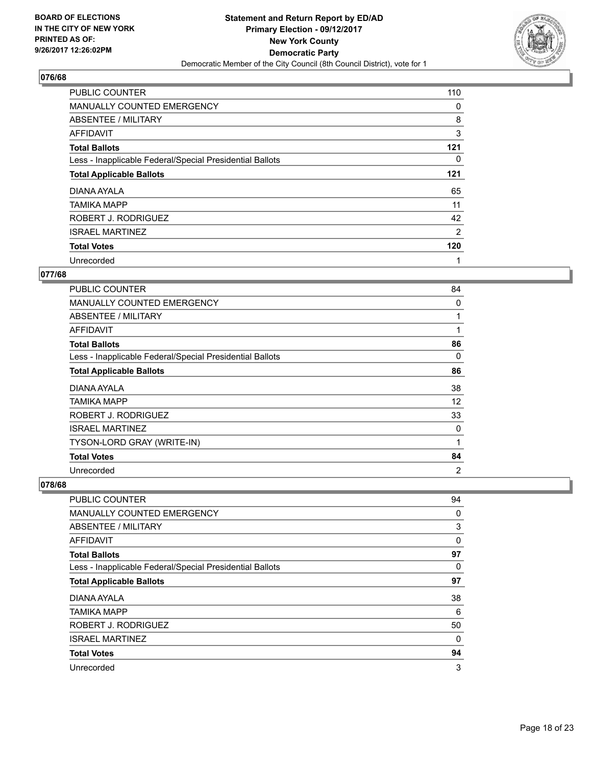BOARD OF ELECTIONS
IN THE CITY OF NEW YORK
PRINTED AS OF:
9/26/2017 12:26:02PM

**Statement and Return Report by ED/AD**
**Primary Election - 09/12/2017**
**New York County**
**Democratic Party**
Democratic Member of the City Council (8th Council District), vote for 1

### 076/68

| | |
|---|---|
| PUBLIC COUNTER | 110 |
| MANUALLY COUNTED EMERGENCY | 0 |
| ABSENTEE / MILITARY | 8 |
| AFFIDAVIT | 3 |
| **Total Ballots** | **121** |
| Less - Inapplicable Federal/Special Presidential Ballots | 0 |
| **Total Applicable Ballots** | **121** |
| DIANA AYALA | 65 |
| TAMIKA MAPP | 11 |
| ROBERT J. RODRIGUEZ | 42 |
| ISRAEL MARTINEZ | 2 |
| **Total Votes** | **120** |
| Unrecorded | 1 |

### 077/68

| | |
|---|---|
| PUBLIC COUNTER | 84 |
| MANUALLY COUNTED EMERGENCY | 0 |
| ABSENTEE / MILITARY | 1 |
| AFFIDAVIT | 1 |
| **Total Ballots** | **86** |
| Less - Inapplicable Federal/Special Presidential Ballots | 0 |
| **Total Applicable Ballots** | **86** |
| DIANA AYALA | 38 |
| TAMIKA MAPP | 12 |
| ROBERT J. RODRIGUEZ | 33 |
| ISRAEL MARTINEZ | 0 |
| TYSON-LORD GRAY (WRITE-IN) | 1 |
| **Total Votes** | **84** |
| Unrecorded | 2 |

### 078/68

| | |
|---|---|
| PUBLIC COUNTER | 94 |
| MANUALLY COUNTED EMERGENCY | 0 |
| ABSENTEE / MILITARY | 3 |
| AFFIDAVIT | 0 |
| **Total Ballots** | **97** |
| Less - Inapplicable Federal/Special Presidential Ballots | 0 |
| **Total Applicable Ballots** | **97** |
| DIANA AYALA | 38 |
| TAMIKA MAPP | 6 |
| ROBERT J. RODRIGUEZ | 50 |
| ISRAEL MARTINEZ | 0 |
| **Total Votes** | **94** |
| Unrecorded | 3 |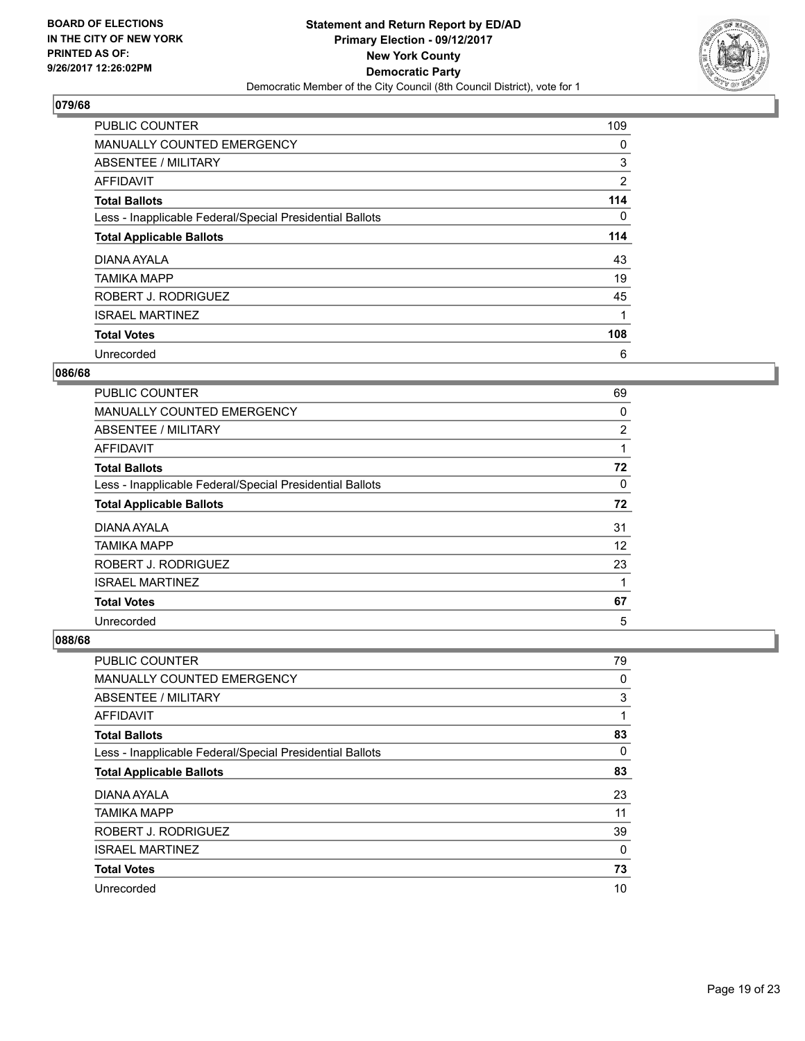**BOARD OF ELECTIONS IN THE CITY OF NEW YORK PRINTED AS OF: 9/26/2017 12:26:02PM**

# Statement and Return Report by ED/AD
## Primary Election - 09/12/2017
## New York County
## Democratic Party
Democratic Member of the City Council (8th Council District), vote for 1

### 079/68

| | |
|---|---|
| PUBLIC COUNTER | 109 |
| MANUALLY COUNTED EMERGENCY | 0 |
| ABSENTEE / MILITARY | 3 |
| AFFIDAVIT | 2 |
| **Total Ballots** | **114** |
| Less - Inapplicable Federal/Special Presidential Ballots | 0 |
| **Total Applicable Ballots** | **114** |
| DIANA AYALA | 43 |
| TAMIKA MAPP | 19 |
| ROBERT J. RODRIGUEZ | 45 |
| ISRAEL MARTINEZ | 1 |
| **Total Votes** | **108** |
| Unrecorded | 6 |

### 086/68

| | |
|---|---|
| PUBLIC COUNTER | 69 |
| MANUALLY COUNTED EMERGENCY | 0 |
| ABSENTEE / MILITARY | 2 |
| AFFIDAVIT | 1 |
| **Total Ballots** | **72** |
| Less - Inapplicable Federal/Special Presidential Ballots | 0 |
| **Total Applicable Ballots** | **72** |
| DIANA AYALA | 31 |
| TAMIKA MAPP | 12 |
| ROBERT J. RODRIGUEZ | 23 |
| ISRAEL MARTINEZ | 1 |
| **Total Votes** | **67** |
| Unrecorded | 5 |

### 088/68

| | |
|---|---|
| PUBLIC COUNTER | 79 |
| MANUALLY COUNTED EMERGENCY | 0 |
| ABSENTEE / MILITARY | 3 |
| AFFIDAVIT | 1 |
| **Total Ballots** | **83** |
| Less - Inapplicable Federal/Special Presidential Ballots | 0 |
| **Total Applicable Ballots** | **83** |
| DIANA AYALA | 23 |
| TAMIKA MAPP | 11 |
| ROBERT J. RODRIGUEZ | 39 |
| ISRAEL MARTINEZ | 0 |
| **Total Votes** | **73** |
| Unrecorded | 10 |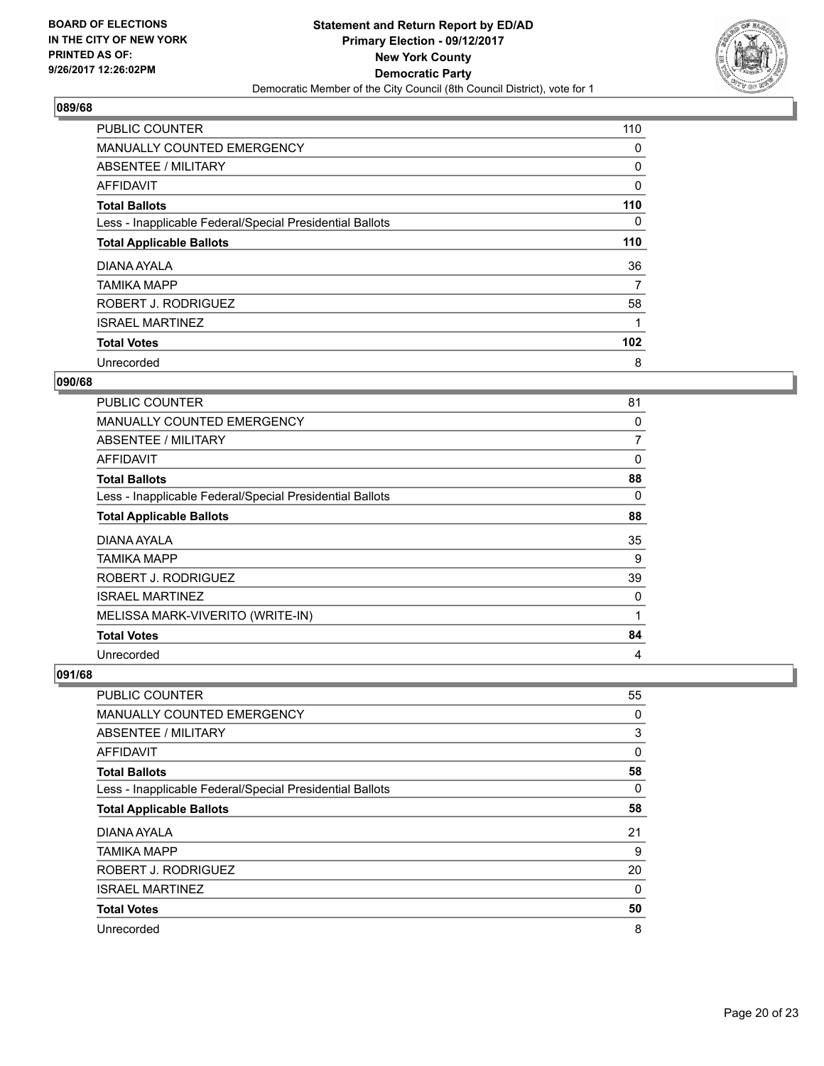BOARD OF ELECTIONS
IN THE CITY OF NEW YORK
PRINTED AS OF:
9/26/2017 12:26:02PM

**Statement and Return Report by ED/AD**
**Primary Election - 09/12/2017**
**New York County**
**Democratic Party**
Democratic Member of the City Council (8th Council District), vote for 1

## 089/68

| | |
|---|---|
| PUBLIC COUNTER | 110 |
| MANUALLY COUNTED EMERGENCY | 0 |
| ABSENTEE / MILITARY | 0 |
| AFFIDAVIT | 0 |
| **Total Ballots** | **110** |
| Less - Inapplicable Federal/Special Presidential Ballots | 0 |
| **Total Applicable Ballots** | **110** |
| DIANA AYALA | 36 |
| TAMIKA MAPP | 7 |
| ROBERT J. RODRIGUEZ | 58 |
| ISRAEL MARTINEZ | 1 |
| **Total Votes** | **102** |
| Unrecorded | 8 |

## 090/68

| | |
|---|---|
| PUBLIC COUNTER | 81 |
| MANUALLY COUNTED EMERGENCY | 0 |
| ABSENTEE / MILITARY | 7 |
| AFFIDAVIT | 0 |
| **Total Ballots** | **88** |
| Less - Inapplicable Federal/Special Presidential Ballots | 0 |
| **Total Applicable Ballots** | **88** |
| DIANA AYALA | 35 |
| TAMIKA MAPP | 9 |
| ROBERT J. RODRIGUEZ | 39 |
| ISRAEL MARTINEZ | 0 |
| MELISSA MARK-VIVERITO (WRITE-IN) | 1 |
| **Total Votes** | **84** |
| Unrecorded | 4 |

## 091/68

| | |
|---|---|
| PUBLIC COUNTER | 55 |
| MANUALLY COUNTED EMERGENCY | 0 |
| ABSENTEE / MILITARY | 3 |
| AFFIDAVIT | 0 |
| **Total Ballots** | **58** |
| Less - Inapplicable Federal/Special Presidential Ballots | 0 |
| **Total Applicable Ballots** | **58** |
| DIANA AYALA | 21 |
| TAMIKA MAPP | 9 |
| ROBERT J. RODRIGUEZ | 20 |
| ISRAEL MARTINEZ | 0 |
| **Total Votes** | **50** |
| Unrecorded | 8 |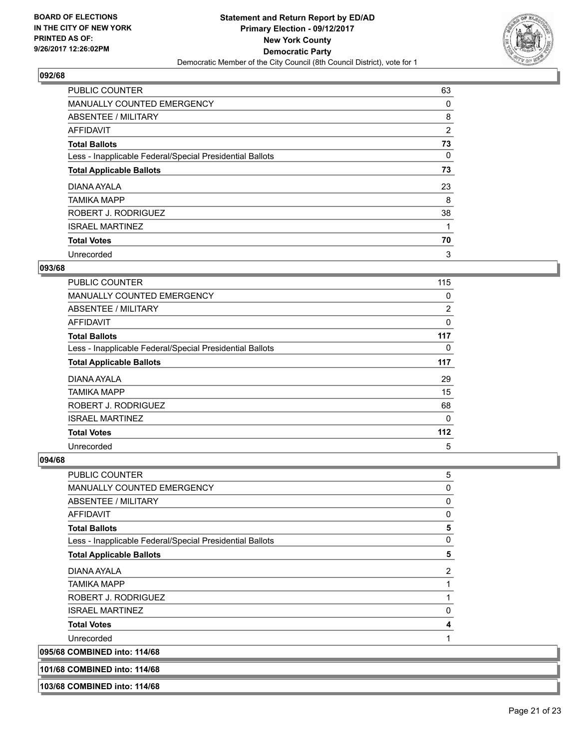**BOARD OF ELECTIONS IN THE CITY OF NEW YORK PRINTED AS OF: 9/26/2017 12:26:02PM**

**Statement and Return Report by ED/AD Primary Election - 09/12/2017 New York County Democratic Party**
Democratic Member of the City Council (8th Council District), vote for 1

## 092/68

| | |
|---|---|
| PUBLIC COUNTER | 63 |
| MANUALLY COUNTED EMERGENCY | 0 |
| ABSENTEE / MILITARY | 8 |
| AFFIDAVIT | 2 |
| **Total Ballots** | **73** |
| Less - Inapplicable Federal/Special Presidential Ballots | 0 |
| **Total Applicable Ballots** | **73** |
| DIANA AYALA | 23 |
| TAMIKA MAPP | 8 |
| ROBERT J. RODRIGUEZ | 38 |
| ISRAEL MARTINEZ | 1 |
| **Total Votes** | **70** |
| Unrecorded | 3 |

## 093/68

| | |
|---|---|
| PUBLIC COUNTER | 115 |
| MANUALLY COUNTED EMERGENCY | 0 |
| ABSENTEE / MILITARY | 2 |
| AFFIDAVIT | 0 |
| **Total Ballots** | **117** |
| Less - Inapplicable Federal/Special Presidential Ballots | 0 |
| **Total Applicable Ballots** | **117** |
| DIANA AYALA | 29 |
| TAMIKA MAPP | 15 |
| ROBERT J. RODRIGUEZ | 68 |
| ISRAEL MARTINEZ | 0 |
| **Total Votes** | **112** |
| Unrecorded | 5 |

## 094/68

| | |
|---|---|
| PUBLIC COUNTER | 5 |
| MANUALLY COUNTED EMERGENCY | 0 |
| ABSENTEE / MILITARY | 0 |
| AFFIDAVIT | 0 |
| **Total Ballots** | **5** |
| Less - Inapplicable Federal/Special Presidential Ballots | 0 |
| **Total Applicable Ballots** | **5** |
| DIANA AYALA | 2 |
| TAMIKA MAPP | 1 |
| ROBERT J. RODRIGUEZ | 1 |
| ISRAEL MARTINEZ | 0 |
| **Total Votes** | **4** |
| Unrecorded | 1 |

**095/68 COMBINED into: 114/68**

**101/68 COMBINED into: 114/68**

**103/68 COMBINED into: 114/68**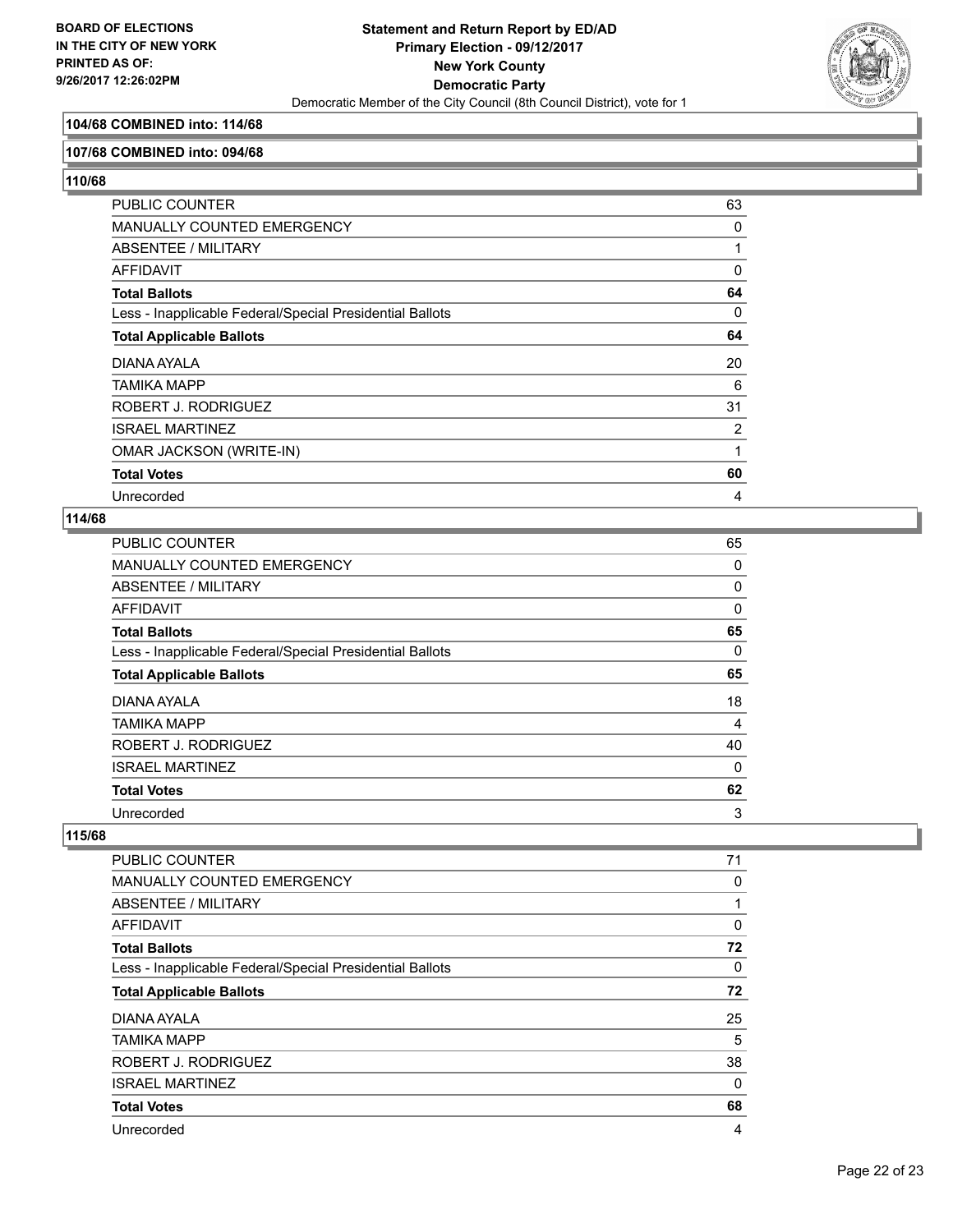**104/68 COMBINED into: 114/68**

**107/68 COMBINED into: 094/68**

**110/68**

| | |
|---|---|
| PUBLIC COUNTER | 63 |
| MANUALLY COUNTED EMERGENCY | 0 |
| ABSENTEE / MILITARY | 1 |
| AFFIDAVIT | 0 |
| **Total Ballots** | **64** |
| Less - Inapplicable Federal/Special Presidential Ballots | 0 |
| **Total Applicable Ballots** | **64** |
| DIANA AYALA | 20 |
| TAMIKA MAPP | 6 |
| ROBERT J. RODRIGUEZ | 31 |
| ISRAEL MARTINEZ | 2 |
| OMAR JACKSON (WRITE-IN) | 1 |
| **Total Votes** | **60** |
| Unrecorded | 4 |

**114/68**

| | |
|---|---|
| PUBLIC COUNTER | 65 |
| MANUALLY COUNTED EMERGENCY | 0 |
| ABSENTEE / MILITARY | 0 |
| AFFIDAVIT | 0 |
| **Total Ballots** | **65** |
| Less - Inapplicable Federal/Special Presidential Ballots | 0 |
| **Total Applicable Ballots** | **65** |
| DIANA AYALA | 18 |
| TAMIKA MAPP | 4 |
| ROBERT J. RODRIGUEZ | 40 |
| ISRAEL MARTINEZ | 0 |
| **Total Votes** | **62** |
| Unrecorded | 3 |

**115/68**

| | |
|---|---|
| PUBLIC COUNTER | 71 |
| MANUALLY COUNTED EMERGENCY | 0 |
| ABSENTEE / MILITARY | 1 |
| AFFIDAVIT | 0 |
| **Total Ballots** | **72** |
| Less - Inapplicable Federal/Special Presidential Ballots | 0 |
| **Total Applicable Ballots** | **72** |
| DIANA AYALA | 25 |
| TAMIKA MAPP | 5 |
| ROBERT J. RODRIGUEZ | 38 |
| ISRAEL MARTINEZ | 0 |
| **Total Votes** | **68** |
| Unrecorded | 4 |